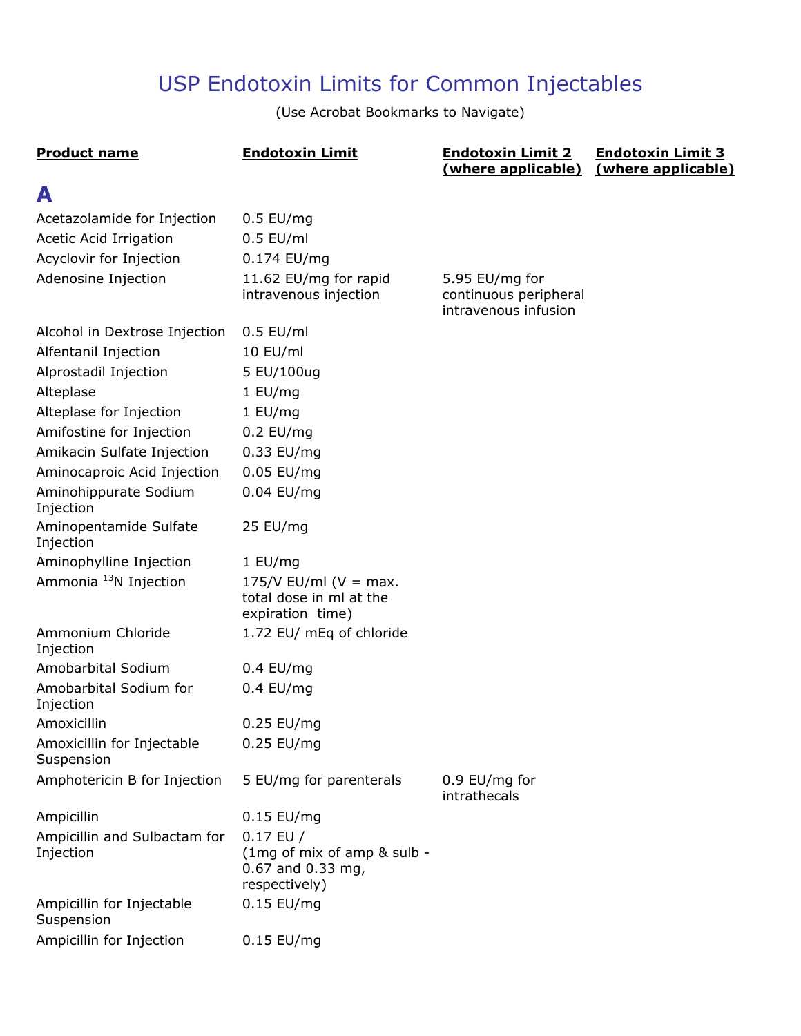# USP Endotoxin Limits for Common Injectables

(Use Acrobat Bookmarks to Navigate)

| Product name | Endotoxin Limit | Endotoxin Limit 2 (where applicable) | Endotoxin Limit 3 (where applicable) |
|---|---|---|---|
| **A** | | | |
| Acetazolamide for Injection | 0.5 EU/mg | | |
| Acetic Acid Irrigation | 0.5 EU/ml | | |
| Acyclovir for Injection | 0.174 EU/mg | | |
| Adenosine Injection | 11.62 EU/mg for rapid intravenous injection | 5.95 EU/mg for continuous peripheral intravenous infusion | |
| Alcohol in Dextrose Injection | 0.5 EU/ml | | |
| Alfentanil Injection | 10 EU/ml | | |
| Alprostadil Injection | 5 EU/100ug | | |
| Alteplase | 1 EU/mg | | |
| Alteplase for Injection | 1 EU/mg | | |
| Amifostine for Injection | 0.2 EU/mg | | |
| Amikacin Sulfate Injection | 0.33 EU/mg | | |
| Aminocaproic Acid Injection | 0.05 EU/mg | | |
| Aminohippurate Sodium Injection | 0.04 EU/mg | | |
| Aminopentamide Sulfate Injection | 25 EU/mg | | |
| Aminophylline Injection | 1 EU/mg | | |
| Ammonia $^{13}N$ Injection | 175/V EU/ml (V = max. total dose in ml at the expiration time) | | |
| Ammonium Chloride Injection | 1.72 EU/ mEq of chloride | | |
| Amobarbital Sodium | 0.4 EU/mg | | |
| Amobarbital Sodium for Injection | 0.4 EU/mg | | |
| Amoxicillin | 0.25 EU/mg | | |
| Amoxicillin for Injectable Suspension | 0.25 EU/mg | | |
| Amphotericin B for Injection | 5 EU/mg for parenterals | 0.9 EU/mg for intrathecals | |
| Ampicillin | 0.15 EU/mg | | |
| Ampicillin and Sulbactam for Injection | 0.17 EU / (1mg of mix of amp & sulb - 0.67 and 0.33 mg, respectively) | | |
| Ampicillin for Injectable Suspension | 0.15 EU/mg | | |
| Ampicillin for Injection | 0.15 EU/mg | | |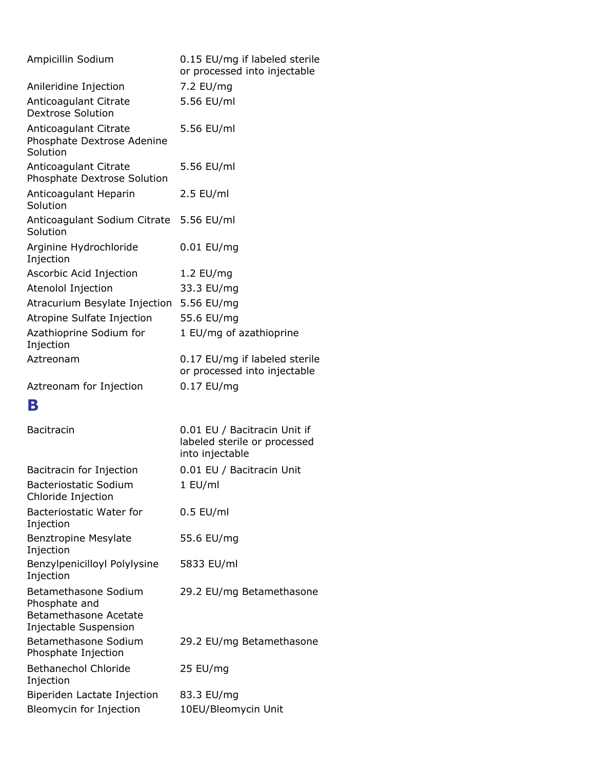| | |
|---|---|
| Ampicillin Sodium | 0.15 EU/mg if labeled sterile or processed into injectable |
| Anileridine Injection | 7.2 EU/mg |
| Anticoagulant Citrate Dextrose Solution | 5.56 EU/ml |
| Anticoagulant Citrate Phosphate Dextrose Adenine Solution | 5.56 EU/ml |
| Anticoagulant Citrate Phosphate Dextrose Solution | 5.56 EU/ml |
| Anticoagulant Heparin Solution | 2.5 EU/ml |
| Anticoagulant Sodium Citrate Solution | 5.56 EU/ml |
| Arginine Hydrochloride Injection | 0.01 EU/mg |
| Ascorbic Acid Injection | 1.2 EU/mg |
| Atenolol Injection | 33.3 EU/mg |
| Atracurium Besylate Injection | 5.56 EU/mg |
| Atropine Sulfate Injection | 55.6 EU/mg |
| Azathioprine Sodium for Injection | 1 EU/mg of azathioprine |
| Aztreonam | 0.17 EU/mg if labeled sterile or processed into injectable |
| Aztreonam for Injection | 0.17 EU/mg |

## B

| | |
|---|---|
| Bacitracin | 0.01 EU / Bacitracin Unit if labeled sterile or processed into injectable |
| Bacitracin for Injection | 0.01 EU / Bacitracin Unit |
| Bacteriostatic Sodium Chloride Injection | 1 EU/ml |
| Bacteriostatic Water for Injection | 0.5 EU/ml |
| Benztropine Mesylate Injection | 55.6 EU/mg |
| Benzylpenicilloyl Polylysine Injection | 5833 EU/ml |
| Betamethasone Sodium Phosphate and Betamethasone Acetate Injectable Suspension | 29.2 EU/mg Betamethasone |
| Betamethasone Sodium Phosphate Injection | 29.2 EU/mg Betamethasone |
| Bethanechol Chloride Injection | 25 EU/mg |
| Biperiden Lactate Injection | 83.3 EU/mg |
| Bleomycin for Injection | 10EU/Bleomycin Unit |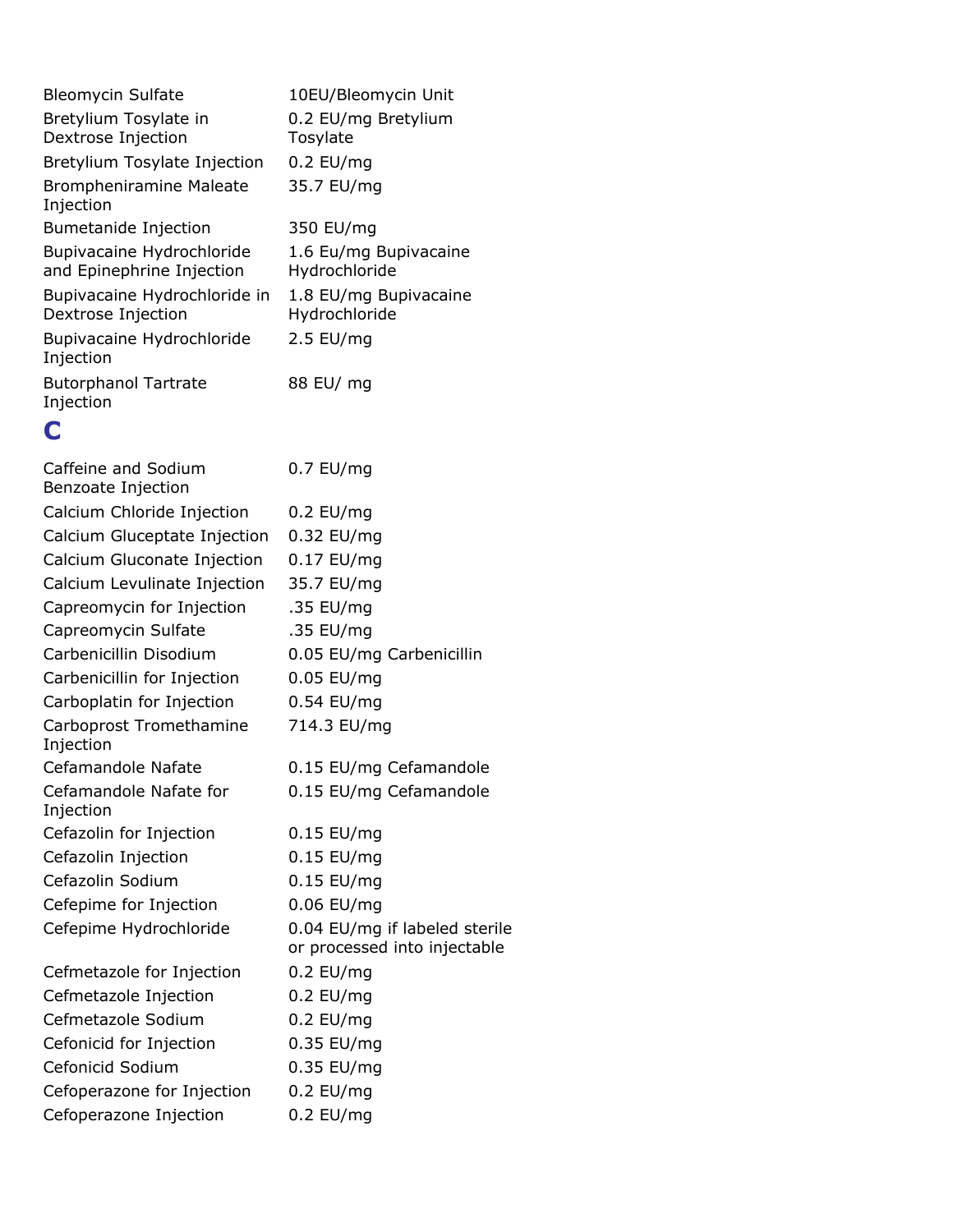| | |
|---|---|
| Bleomycin Sulfate | 10EU/Bleomycin Unit |
| Bretylium Tosylate in Dextrose Injection | 0.2 EU/mg Bretylium Tosylate |
| Bretylium Tosylate Injection | 0.2 EU/mg |
| Brompheniramine Maleate Injection | 35.7 EU/mg |
| Bumetanide Injection | 350 EU/mg |
| Bupivacaine Hydrochloride and Epinephrine Injection | 1.6 Eu/mg Bupivacaine Hydrochloride |
| Bupivacaine Hydrochloride in Dextrose Injection | 1.8 EU/mg Bupivacaine Hydrochloride |
| Bupivacaine Hydrochloride Injection | 2.5 EU/mg |
| Butorphanol Tartrate Injection | 88 EU/ mg |

## C

| | |
|---|---|
| Caffeine and Sodium Benzoate Injection | 0.7 EU/mg |
| Calcium Chloride Injection | 0.2 EU/mg |
| Calcium Gluceptate Injection | 0.32 EU/mg |
| Calcium Gluconate Injection | 0.17 EU/mg |
| Calcium Levulinate Injection | 35.7 EU/mg |
| Capreomycin for Injection | .35 EU/mg |
| Capreomycin Sulfate | .35 EU/mg |
| Carbenicillin Disodium | 0.05 EU/mg Carbenicillin |
| Carbenicillin for Injection | 0.05 EU/mg |
| Carboplatin for Injection | 0.54 EU/mg |
| Carboprost Tromethamine Injection | 714.3 EU/mg |
| Cefamandole Nafate | 0.15 EU/mg Cefamandole |
| Cefamandole Nafate for Injection | 0.15 EU/mg Cefamandole |
| Cefazolin for Injection | 0.15 EU/mg |
| Cefazolin Injection | 0.15 EU/mg |
| Cefazolin Sodium | 0.15 EU/mg |
| Cefepime for Injection | 0.06 EU/mg |
| Cefepime Hydrochloride | 0.04 EU/mg if labeled sterile or processed into injectable |
| Cefmetazole for Injection | 0.2 EU/mg |
| Cefmetazole Injection | 0.2 EU/mg |
| Cefmetazole Sodium | 0.2 EU/mg |
| Cefonicid for Injection | 0.35 EU/mg |
| Cefonicid Sodium | 0.35 EU/mg |
| Cefoperazone for Injection | 0.2 EU/mg |
| Cefoperazone Injection | 0.2 EU/mg |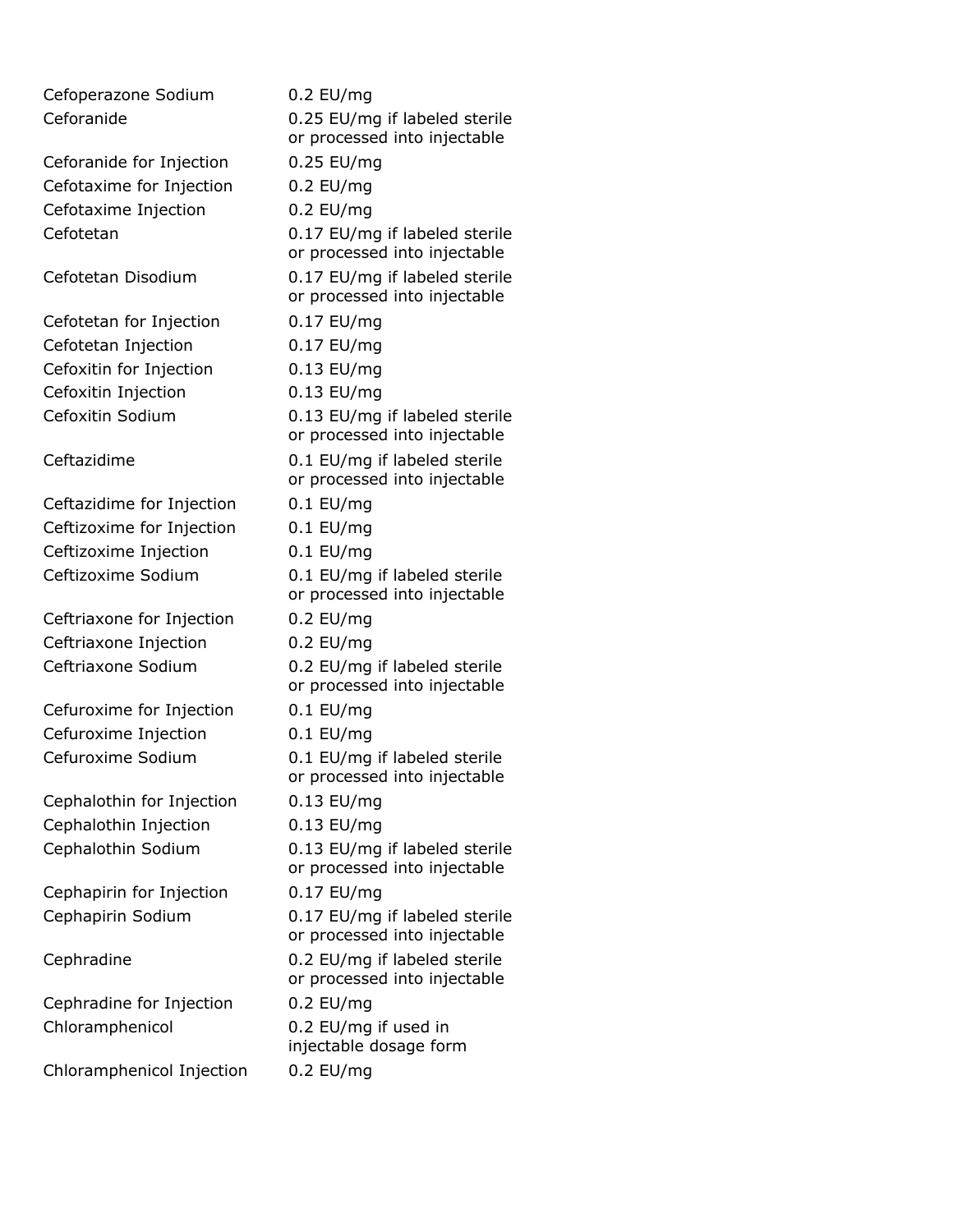| | |
|---|---|
| Cefoperazone Sodium | 0.2 EU/mg |
| Ceforanide | 0.25 EU/mg if labeled sterile or processed into injectable |
| Ceforanide for Injection | 0.25 EU/mg |
| Cefotaxime for Injection | 0.2 EU/mg |
| Cefotaxime Injection | 0.2 EU/mg |
| Cefotetan | 0.17 EU/mg if labeled sterile or processed into injectable |
| Cefotetan Disodium | 0.17 EU/mg if labeled sterile or processed into injectable |
| Cefotetan for Injection | 0.17 EU/mg |
| Cefotetan Injection | 0.17 EU/mg |
| Cefoxitin for Injection | 0.13 EU/mg |
| Cefoxitin Injection | 0.13 EU/mg |
| Cefoxitin Sodium | 0.13 EU/mg if labeled sterile or processed into injectable |
| Ceftazidime | 0.1 EU/mg if labeled sterile or processed into injectable |
| Ceftazidime for Injection | 0.1 EU/mg |
| Ceftizoxime for Injection | 0.1 EU/mg |
| Ceftizoxime Injection | 0.1 EU/mg |
| Ceftizoxime Sodium | 0.1 EU/mg if labeled sterile or processed into injectable |
| Ceftriaxone for Injection | 0.2 EU/mg |
| Ceftriaxone Injection | 0.2 EU/mg |
| Ceftriaxone Sodium | 0.2 EU/mg if labeled sterile or processed into injectable |
| Cefuroxime for Injection | 0.1 EU/mg |
| Cefuroxime Injection | 0.1 EU/mg |
| Cefuroxime Sodium | 0.1 EU/mg if labeled sterile or processed into injectable |
| Cephalothin for Injection | 0.13 EU/mg |
| Cephalothin Injection | 0.13 EU/mg |
| Cephalothin Sodium | 0.13 EU/mg if labeled sterile or processed into injectable |
| Cephapirin for Injection | 0.17 EU/mg |
| Cephapirin Sodium | 0.17 EU/mg if labeled sterile or processed into injectable |
| Cephradine | 0.2 EU/mg if labeled sterile or processed into injectable |
| Cephradine for Injection | 0.2 EU/mg |
| Chloramphenicol | 0.2 EU/mg if used in injectable dosage form |
| Chloramphenicol Injection | 0.2 EU/mg |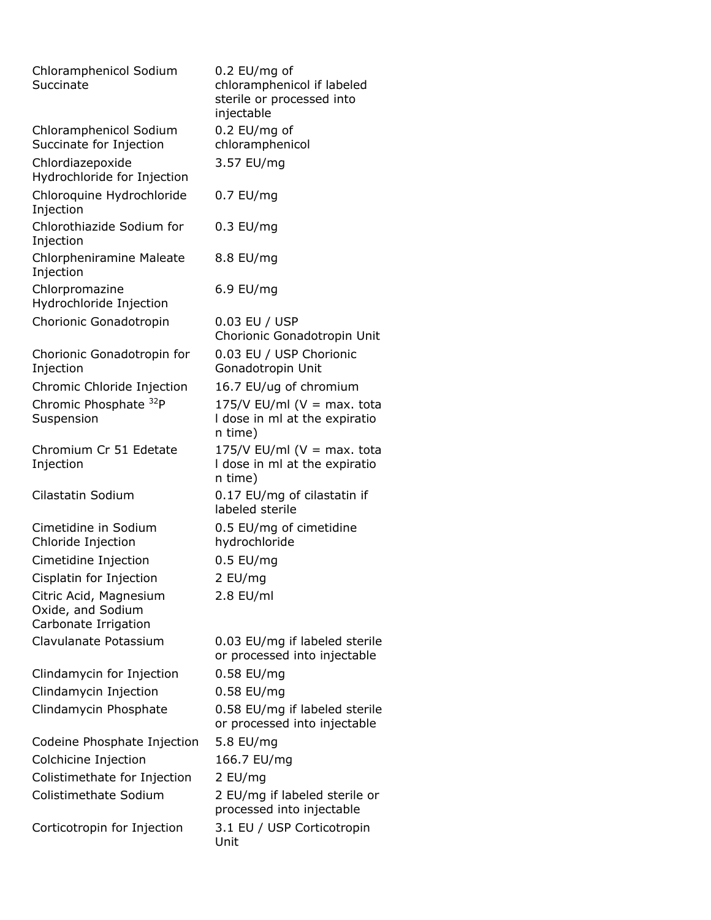| | |
|---|---|
| Chloramphenicol Sodium Succinate | 0.2 EU/mg of chloramphenicol if labeled sterile or processed into injectable |
| Chloramphenicol Sodium Succinate for Injection | 0.2 EU/mg of chloramphenicol |
| Chlordiazepoxide Hydrochloride for Injection | 3.57 EU/mg |
| Chloroquine Hydrochloride Injection | 0.7 EU/mg |
| Chlorothiazide Sodium for Injection | 0.3 EU/mg |
| Chlorpheniramine Maleate Injection | 8.8 EU/mg |
| Chlorpromazine Hydrochloride Injection | 6.9 EU/mg |
| Chorionic Gonadotropin | 0.03 EU / USP Chorionic Gonadotropin Unit |
| Chorionic Gonadotropin for Injection | 0.03 EU / USP Chorionic Gonadotropin Unit |
| Chromic Chloride Injection | 16.7 EU/ug of chromium |
| Chromic Phosphate $^{32}$P Suspension | 175/V EU/ml (V = max. total dose in ml at the expiration time) |
| Chromium Cr 51 Edetate Injection | 175/V EU/ml (V = max. total dose in ml at the expiration time) |
| Cilastatin Sodium | 0.17 EU/mg of cilastatin if labeled sterile |
| Cimetidine in Sodium Chloride Injection | 0.5 EU/mg of cimetidine hydrochloride |
| Cimetidine Injection | 0.5 EU/mg |
| Cisplatin for Injection | 2 EU/mg |
| Citric Acid, Magnesium Oxide, and Sodium Carbonate Irrigation | 2.8 EU/ml |
| Clavulanate Potassium | 0.03 EU/mg if labeled sterile or processed into injectable |
| Clindamycin for Injection | 0.58 EU/mg |
| Clindamycin Injection | 0.58 EU/mg |
| Clindamycin Phosphate | 0.58 EU/mg if labeled sterile or processed into injectable |
| Codeine Phosphate Injection | 5.8 EU/mg |
| Colchicine Injection | 166.7 EU/mg |
| Colistimethate for Injection | 2 EU/mg |
| Colistimethate Sodium | 2 EU/mg if labeled sterile or processed into injectable |
| Corticotropin for Injection | 3.1 EU / USP Corticotropin Unit |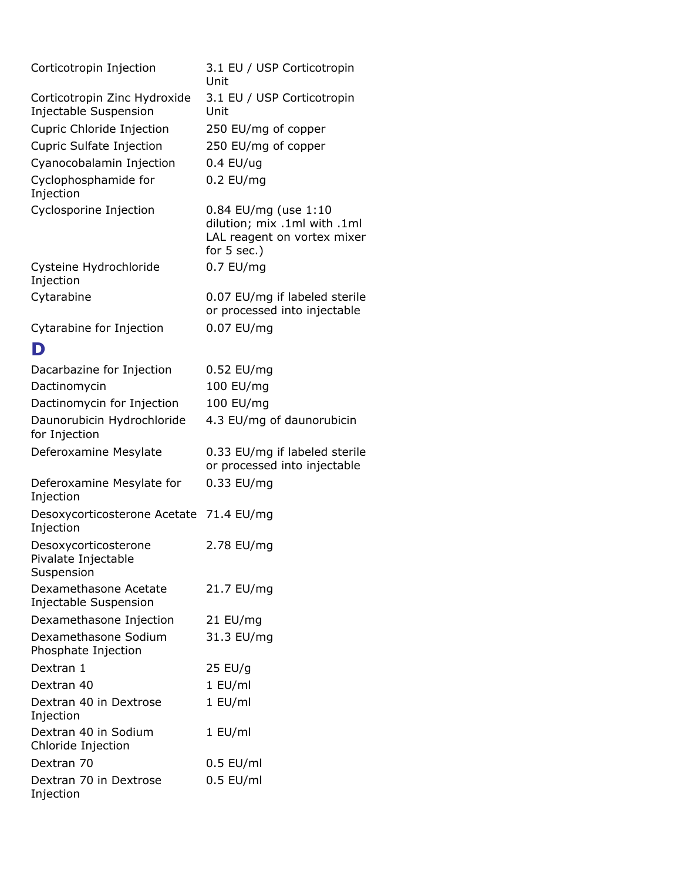| | |
|---|---|
| Corticotropin Injection | 3.1 EU / USP Corticotropin Unit |
| Corticotropin Zinc Hydroxide Injectable Suspension | 3.1 EU / USP Corticotropin Unit |
| Cupric Chloride Injection | 250 EU/mg of copper |
| Cupric Sulfate Injection | 250 EU/mg of copper |
| Cyanocobalamin Injection | 0.4 EU/ug |
| Cyclophosphamide for Injection | 0.2 EU/mg |
| Cyclosporine Injection | 0.84 EU/mg (use 1:10 dilution; mix .1ml with .1ml LAL reagent on vortex mixer for 5 sec.) |
| Cysteine Hydrochloride Injection | 0.7 EU/mg |
| Cytarabine | 0.07 EU/mg if labeled sterile or processed into injectable |
| Cytarabine for Injection | 0.07 EU/mg |

## D

| | |
|---|---|
| Dacarbazine for Injection | 0.52 EU/mg |
| Dactinomycin | 100 EU/mg |
| Dactinomycin for Injection | 100 EU/mg |
| Daunorubicin Hydrochloride for Injection | 4.3 EU/mg of daunorubicin |
| Deferoxamine Mesylate | 0.33 EU/mg if labeled sterile or processed into injectable |
| Deferoxamine Mesylate for Injection | 0.33 EU/mg |
| Desoxycorticosterone Acetate Injection | 71.4 EU/mg |
| Desoxycorticosterone Pivalate Injectable Suspension | 2.78 EU/mg |
| Dexamethasone Acetate Injectable Suspension | 21.7 EU/mg |
| Dexamethasone Injection | 21 EU/mg |
| Dexamethasone Sodium Phosphate Injection | 31.3 EU/mg |
| Dextran 1 | 25 EU/g |
| Dextran 40 | 1 EU/ml |
| Dextran 40 in Dextrose Injection | 1 EU/ml |
| Dextran 40 in Sodium Chloride Injection | 1 EU/ml |
| Dextran 70 | 0.5 EU/ml |
| Dextran 70 in Dextrose Injection | 0.5 EU/ml |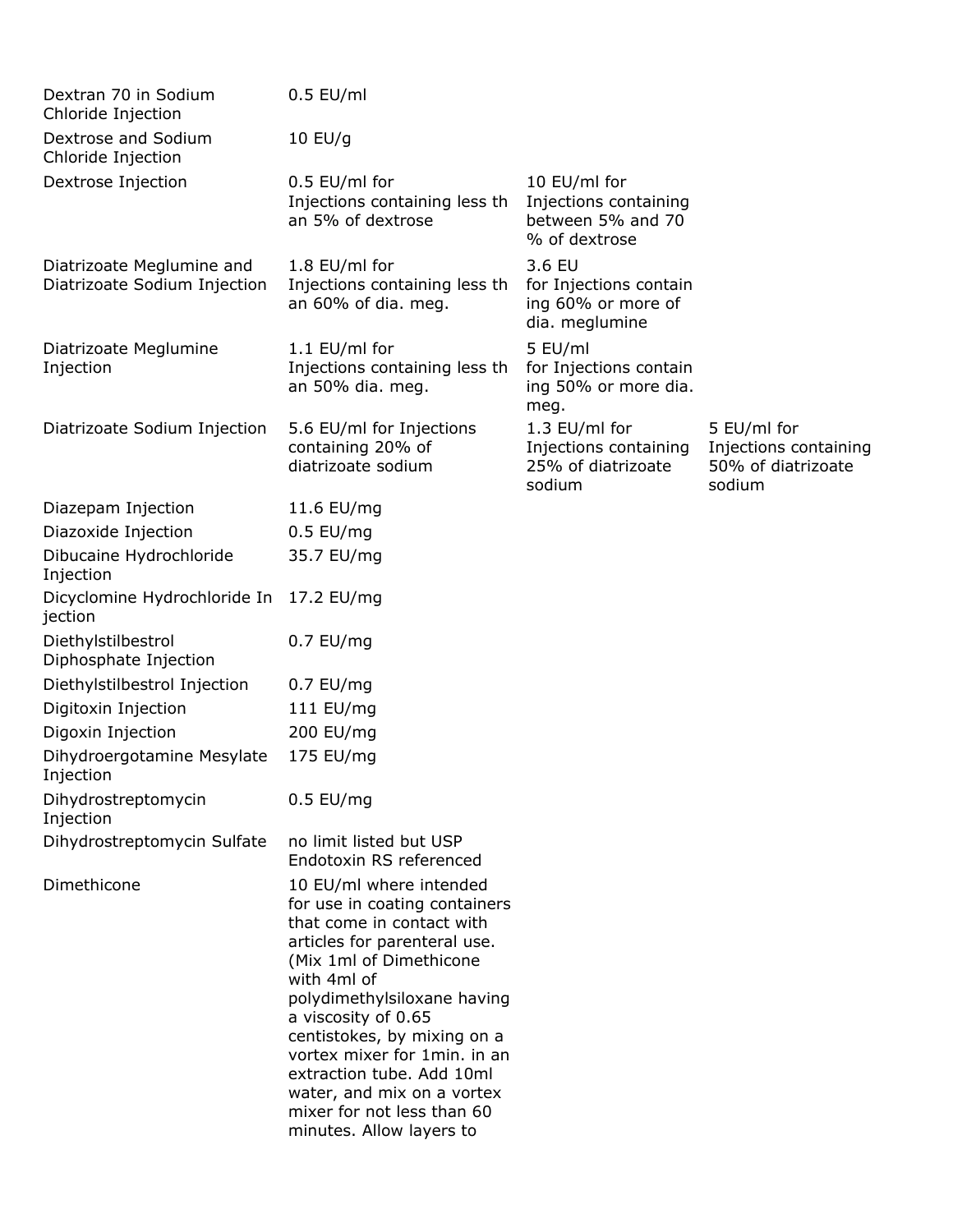| | | | |
|---|---|---|---|
| Dextran 70 in Sodium Chloride Injection | 0.5 EU/ml | | |
| Dextrose and Sodium Chloride Injection | 10 EU/g | | |
| Dextrose Injection | 0.5 EU/ml for Injections containing less than 5% of dextrose | 10 EU/ml for Injections containing between 5% and 70 % of dextrose | |
| Diatrizoate Meglumine and Diatrizoate Sodium Injection | 1.8 EU/ml for Injections containing less than 60% of dia. meg. | 3.6 EU for Injections containing 60% or more of dia. meglumine | |
| Diatrizoate Meglumine Injection | 1.1 EU/ml for Injections containing less than 50% dia. meg. | 5 EU/ml for Injections containing 50% or more dia. meg. | |
| Diatrizoate Sodium Injection | 5.6 EU/ml for Injections containing 20% of diatrizoate sodium | 1.3 EU/ml for Injections containing 25% of diatrizoate sodium | 5 EU/ml for Injections containing 50% of diatrizoate sodium |
| Diazepam Injection | 11.6 EU/mg | | |
| Diazoxide Injection | 0.5 EU/mg | | |
| Dibucaine Hydrochloride Injection | 35.7 EU/mg | | |
| Dicyclomine Hydrochloride Injection | 17.2 EU/mg | | |
| Diethylstilbestrol Diphosphate Injection | 0.7 EU/mg | | |
| Diethylstilbestrol Injection | 0.7 EU/mg | | |
| Digitoxin Injection | 111 EU/mg | | |
| Digoxin Injection | 200 EU/mg | | |
| Dihydroergotamine Mesylate Injection | 175 EU/mg | | |
| Dihydrostreptomycin Injection | 0.5 EU/mg | | |
| Dihydrostreptomycin Sulfate | no limit listed but USP Endotoxin RS referenced | | |
| Dimethicone | 10 EU/ml where intended for use in coating containers that come in contact with articles for parenteral use. (Mix 1ml of Dimethicone with 4ml of polydimethylsiloxane having a viscosity of 0.65 centistokes, by mixing on a vortex mixer for 1min. in an extraction tube. Add 10ml water, and mix on a vortex mixer for not less than 60 minutes. Allow layers to | | |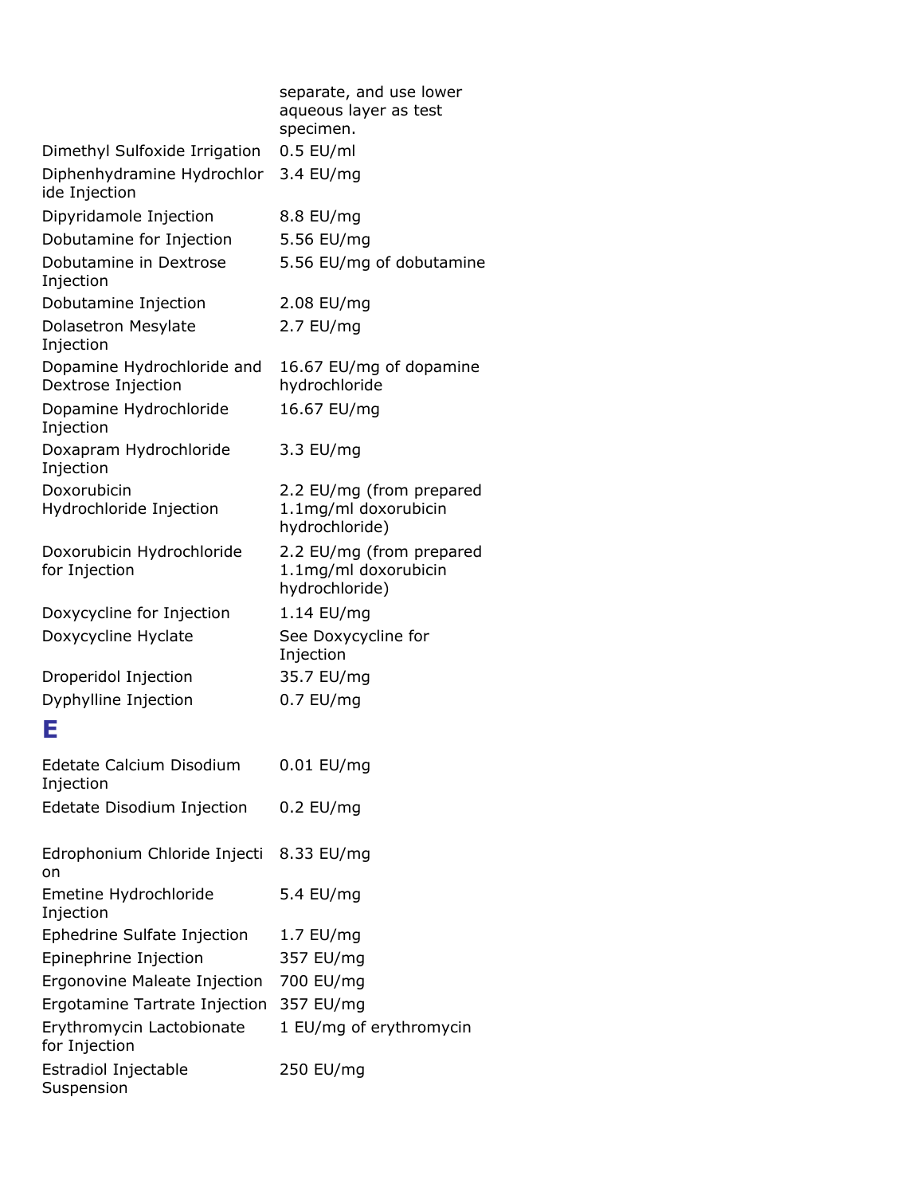| | |
|---|---|
| | separate, and use lower aqueous layer as test specimen. |
| Dimethyl Sulfoxide Irrigation | 0.5 EU/ml |
| Diphenhydramine Hydrochloride Injection | 3.4 EU/mg |
| Dipyridamole Injection | 8.8 EU/mg |
| Dobutamine for Injection | 5.56 EU/mg |
| Dobutamine in Dextrose Injection | 5.56 EU/mg of dobutamine |
| Dobutamine Injection | 2.08 EU/mg |
| Dolasetron Mesylate Injection | 2.7 EU/mg |
| Dopamine Hydrochloride and Dextrose Injection | 16.67 EU/mg of dopamine hydrochloride |
| Dopamine Hydrochloride Injection | 16.67 EU/mg |
| Doxapram Hydrochloride Injection | 3.3 EU/mg |
| Doxorubicin Hydrochloride Injection | 2.2 EU/mg (from prepared 1.1mg/ml doxorubicin hydrochloride) |
| Doxorubicin Hydrochloride for Injection | 2.2 EU/mg (from prepared 1.1mg/ml doxorubicin hydrochloride) |
| Doxycycline for Injection | 1.14 EU/mg |
| Doxycycline Hyclate | See Doxycycline for Injection |
| Droperidol Injection | 35.7 EU/mg |
| Dyphylline Injection | 0.7 EU/mg |

# E

| | |
|---|---|
| Edetate Calcium Disodium Injection | 0.01 EU/mg |
| Edetate Disodium Injection | 0.2 EU/mg |
| Edrophonium Chloride Injection | 8.33 EU/mg |
| Emetine Hydrochloride Injection | 5.4 EU/mg |
| Ephedrine Sulfate Injection | 1.7 EU/mg |
| Epinephrine Injection | 357 EU/mg |
| Ergonovine Maleate Injection | 700 EU/mg |
| Ergotamine Tartrate Injection | 357 EU/mg |
| Erythromycin Lactobionate for Injection | 1 EU/mg of erythromycin |
| Estradiol Injectable Suspension | 250 EU/mg |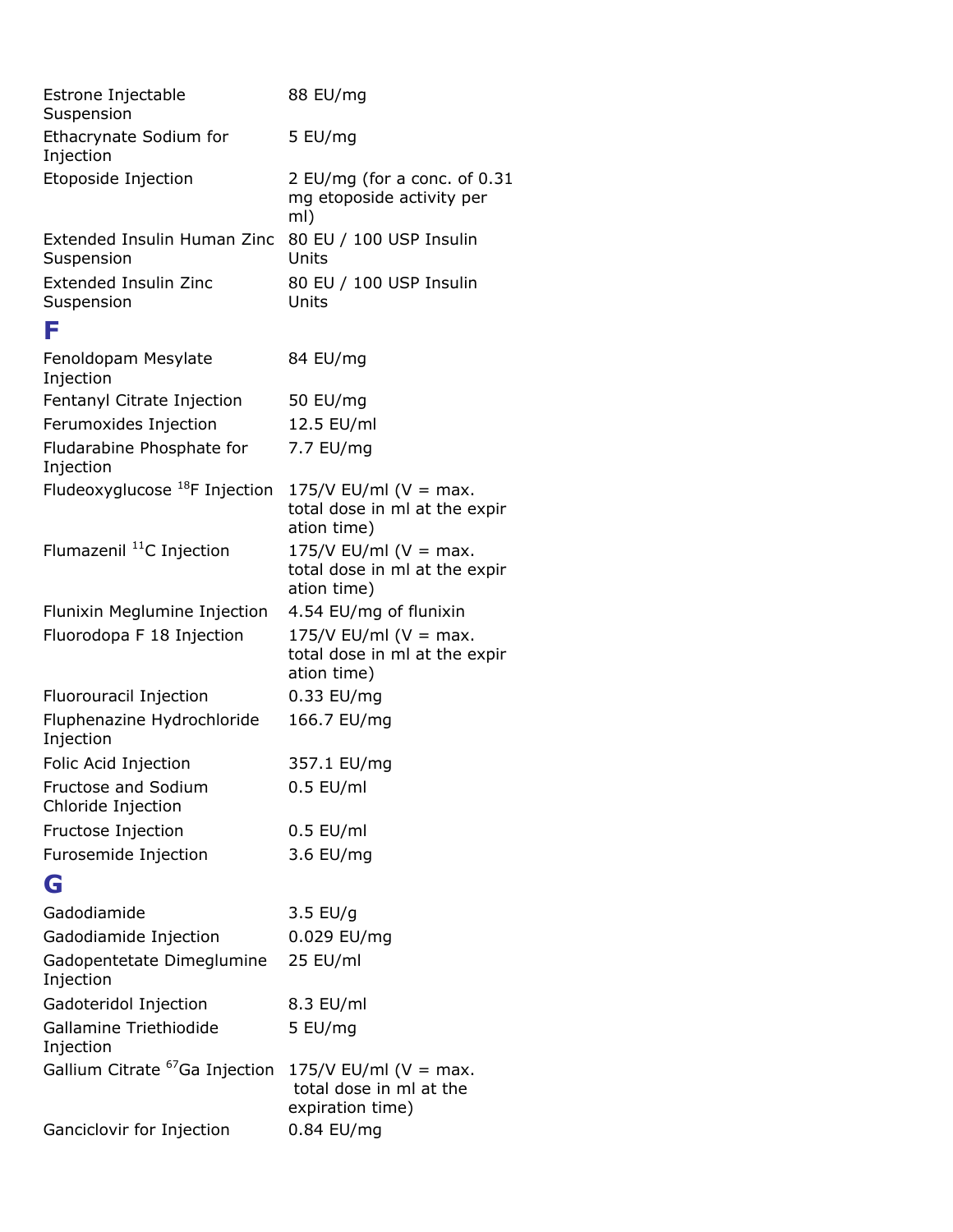| | |
|---|---|
| Estrone Injectable Suspension | 88 EU/mg |
| Ethacrynate Sodium for Injection | 5 EU/mg |
| Etoposide Injection | 2 EU/mg (for a conc. of 0.31 mg etoposide activity per ml) |
| Extended Insulin Human Zinc Suspension | 80 EU / 100 USP Insulin Units |
| Extended Insulin Zinc Suspension | 80 EU / 100 USP Insulin Units |

## F

| | |
|---|---|
| Fenoldopam Mesylate Injection | 84 EU/mg |
| Fentanyl Citrate Injection | 50 EU/mg |
| Ferumoxides Injection | 12.5 EU/ml |
| Fludarabine Phosphate for Injection | 7.7 EU/mg |
| Fludeoxyglucose $^{18}$F Injection | 175/V EU/ml (V = max. total dose in ml at the expir ation time) |
| Flumazenil $^{11}$C Injection | 175/V EU/ml (V = max. total dose in ml at the expir ation time) |
| Flunixin Meglumine Injection | 4.54 EU/mg of flunixin |
| Fluorodopa F 18 Injection | 175/V EU/ml (V = max. total dose in ml at the expir ation time) |
| Fluorouracil Injection | 0.33 EU/mg |
| Fluphenazine Hydrochloride Injection | 166.7 EU/mg |
| Folic Acid Injection | 357.1 EU/mg |
| Fructose and Sodium Chloride Injection | 0.5 EU/ml |
| Fructose Injection | 0.5 EU/ml |
| Furosemide Injection | 3.6 EU/mg |

## G

| | |
|---|---|
| Gadodiamide | 3.5 EU/g |
| Gadodiamide Injection | 0.029 EU/mg |
| Gadopentetate Dimeglumine Injection | 25 EU/ml |
| Gadoteridol Injection | 8.3 EU/ml |
| Gallamine Triethiodide Injection | 5 EU/mg |
| Gallium Citrate $^{67}$Ga Injection | 175/V EU/ml (V = max. total dose in ml at the expiration time) |
| Ganciclovir for Injection | 0.84 EU/mg |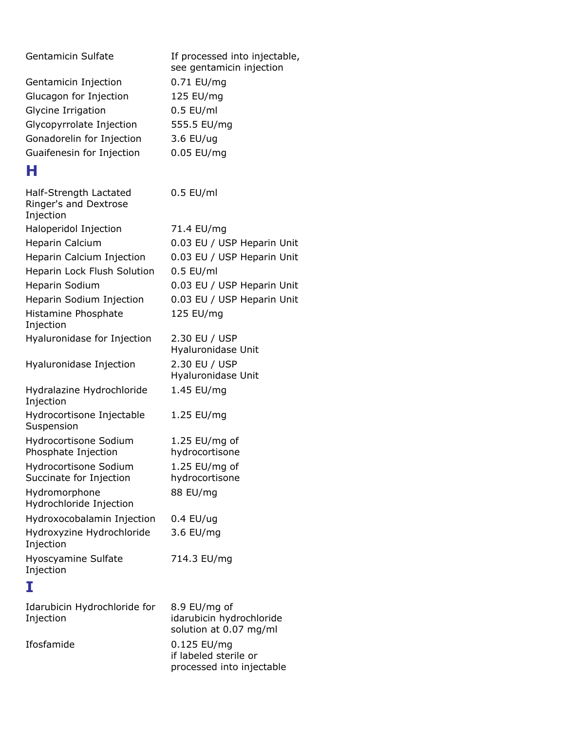| | |
|---|---|
| Gentamicin Sulfate | If processed into injectable, see gentamicin injection |
| Gentamicin Injection | 0.71 EU/mg |
| Glucagon for Injection | 125 EU/mg |
| Glycine Irrigation | 0.5 EU/ml |
| Glycopyrrolate Injection | 555.5 EU/mg |
| Gonadorelin for Injection | 3.6 EU/ug |
| Guaifenesin for Injection | 0.05 EU/mg |

# H

| | |
|---|---|
| Half-Strength Lactated Ringer's and Dextrose Injection | 0.5 EU/ml |
| Haloperidol Injection | 71.4 EU/mg |
| Heparin Calcium | 0.03 EU / USP Heparin Unit |
| Heparin Calcium Injection | 0.03 EU / USP Heparin Unit |
| Heparin Lock Flush Solution | 0.5 EU/ml |
| Heparin Sodium | 0.03 EU / USP Heparin Unit |
| Heparin Sodium Injection | 0.03 EU / USP Heparin Unit |
| Histamine Phosphate Injection | 125 EU/mg |
| Hyaluronidase for Injection | 2.30 EU / USP Hyaluronidase Unit |
| Hyaluronidase Injection | 2.30 EU / USP Hyaluronidase Unit |
| Hydralazine Hydrochloride Injection | 1.45 EU/mg |
| Hydrocortisone Injectable Suspension | 1.25 EU/mg |
| Hydrocortisone Sodium Phosphate Injection | 1.25 EU/mg of hydrocortisone |
| Hydrocortisone Sodium Succinate for Injection | 1.25 EU/mg of hydrocortisone |
| Hydromorphone Hydrochloride Injection | 88 EU/mg |
| Hydroxocobalamin Injection | 0.4 EU/ug |
| Hydroxyzine Hydrochloride Injection | 3.6 EU/mg |
| Hyoscyamine Sulfate Injection | 714.3 EU/mg |

# I

| | |
|---|---|
| Idarubicin Hydrochloride for Injection | 8.9 EU/mg of idarubicin hydrochloride solution at 0.07 mg/ml |
| Ifosfamide | 0.125 EU/mg if labeled sterile or processed into injectable |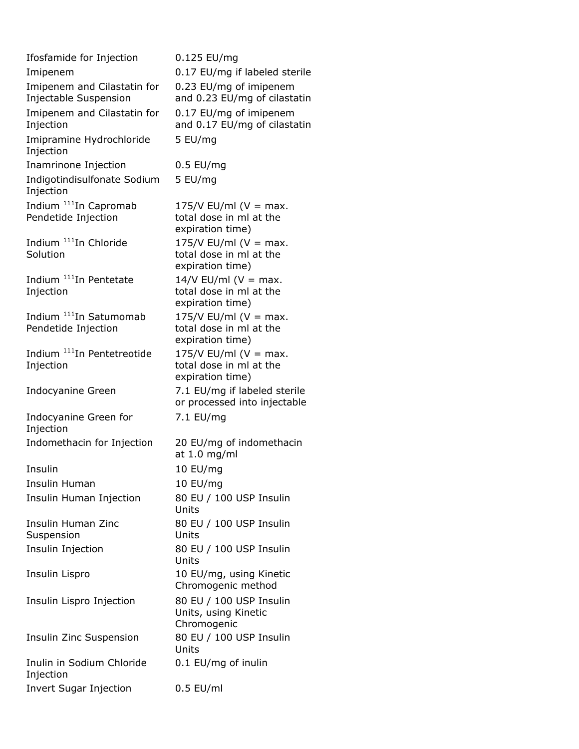| | |
|---|---|
| Ifosfamide for Injection | 0.125 EU/mg |
| Imipenem | 0.17 EU/mg if labeled sterile |
| Imipenem and Cilastatin for Injectable Suspension | 0.23 EU/mg of imipenem and 0.23 EU/mg of cilastatin |
| Imipenem and Cilastatin for Injection | 0.17 EU/mg of imipenem and 0.17 EU/mg of cilastatin |
| Imipramine Hydrochloride Injection | 5 EU/mg |
| Inamrinone Injection | 0.5 EU/mg |
| Indigotindisulfonate Sodium Injection | 5 EU/mg |
| Indium $^{111}$In Capromab Pendetide Injection | 175/V EU/ml (V = max. total dose in ml at the expiration time) |
| Indium $^{111}$In Chloride Solution | 175/V EU/ml (V = max. total dose in ml at the expiration time) |
| Indium $^{111}$In Pentetate Injection | 14/V EU/ml (V = max. total dose in ml at the expiration time) |
| Indium $^{111}$In Satumomab Pendetide Injection | 175/V EU/ml (V = max. total dose in ml at the expiration time) |
| Indium $^{111}$In Pentetreotide Injection | 175/V EU/ml (V = max. total dose in ml at the expiration time) |
| Indocyanine Green | 7.1 EU/mg if labeled sterile or processed into injectable |
| Indocyanine Green for Injection | 7.1 EU/mg |
| Indomethacin for Injection | 20 EU/mg of indomethacin at 1.0 mg/ml |
| Insulin | 10 EU/mg |
| Insulin Human | 10 EU/mg |
| Insulin Human Injection | 80 EU / 100 USP Insulin Units |
| Insulin Human Zinc Suspension | 80 EU / 100 USP Insulin Units |
| Insulin Injection | 80 EU / 100 USP Insulin Units |
| Insulin Lispro | 10 EU/mg, using Kinetic Chromogenic method |
| Insulin Lispro Injection | 80 EU / 100 USP Insulin Units, using Kinetic Chromogenic |
| Insulin Zinc Suspension | 80 EU / 100 USP Insulin Units |
| Inulin in Sodium Chloride Injection | 0.1 EU/mg of inulin |
| Invert Sugar Injection | 0.5 EU/ml |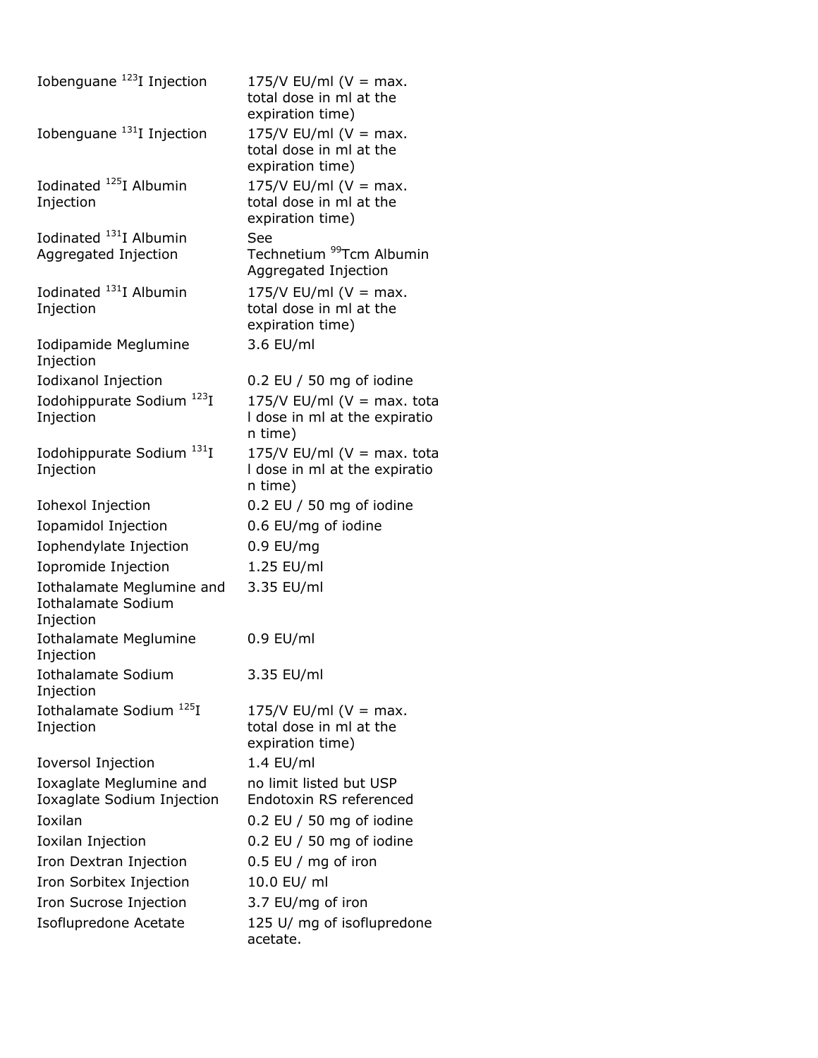| | |
|---|---|
| Iobenguane $^{123}$I Injection | 175/V EU/ml (V = max. total dose in ml at the expiration time) |
| Iobenguane $^{131}$I Injection | 175/V EU/ml (V = max. total dose in ml at the expiration time) |
| Iodinated $^{125}$I Albumin Injection | 175/V EU/ml (V = max. total dose in ml at the expiration time) |
| Iodinated $^{131}$I Albumin Aggregated Injection | See Technetium $^{99}$Tcm Albumin Aggregated Injection |
| Iodinated $^{131}$I Albumin Injection | 175/V EU/ml (V = max. total dose in ml at the expiration time) |
| Iodipamide Meglumine Injection | 3.6 EU/ml |
| Iodixanol Injection | 0.2 EU / 50 mg of iodine |
| Iodohippurate Sodium $^{123}$I Injection | 175/V EU/ml (V = max. total dose in ml at the expiration time) |
| Iodohippurate Sodium $^{131}$I Injection | 175/V EU/ml (V = max. total dose in ml at the expiration time) |
| Iohexol Injection | 0.2 EU / 50 mg of iodine |
| Iopamidol Injection | 0.6 EU/mg of iodine |
| Iophendylate Injection | 0.9 EU/mg |
| Iopromide Injection | 1.25 EU/ml |
| Iothalamate Meglumine and Iothalamate Sodium Injection | 3.35 EU/ml |
| Iothalamate Meglumine Injection | 0.9 EU/ml |
| Iothalamate Sodium Injection | 3.35 EU/ml |
| Iothalamate Sodium $^{125}$I Injection | 175/V EU/ml (V = max. total dose in ml at the expiration time) |
| Ioversol Injection | 1.4 EU/ml |
| Ioxaglate Meglumine and Ioxaglate Sodium Injection | no limit listed but USP Endotoxin RS referenced |
| Ioxilan | 0.2 EU / 50 mg of iodine |
| Ioxilan Injection | 0.2 EU / 50 mg of iodine |
| Iron Dextran Injection | 0.5 EU / mg of iron |
| Iron Sorbitex Injection | 10.0 EU/ ml |
| Iron Sucrose Injection | 3.7 EU/mg of iron |
| Isoflupredone Acetate | 125 U/ mg of isoflupredone acetate. |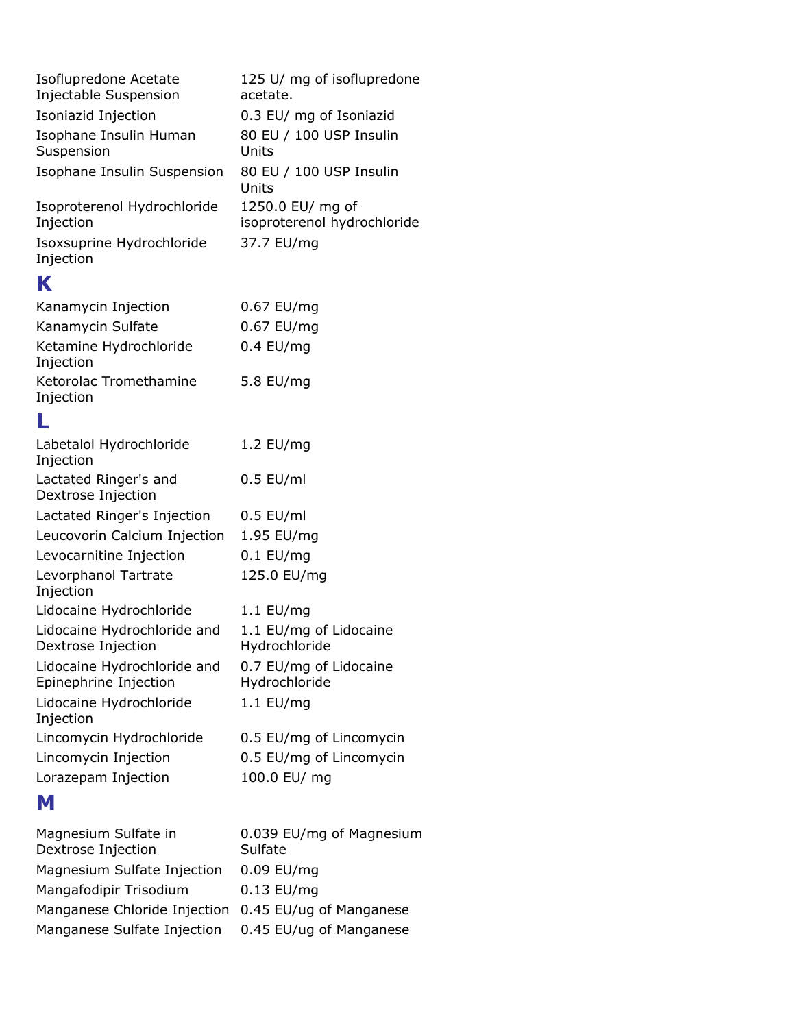| | |
|---|---|
| Isoflupredone Acetate Injectable Suspension | 125 U/ mg of isoflupredone acetate. |
| Isoniazid Injection | 0.3 EU/ mg of Isoniazid |
| Isophane Insulin Human Suspension | 80 EU / 100 USP Insulin Units |
| Isophane Insulin Suspension | 80 EU / 100 USP Insulin Units |
| Isoproterenol Hydrochloride Injection | 1250.0 EU/ mg of isoproterenol hydrochloride |
| Isoxsuprine Hydrochloride Injection | 37.7 EU/mg |

## K

| | |
|---|---|
| Kanamycin Injection | 0.67 EU/mg |
| Kanamycin Sulfate | 0.67 EU/mg |
| Ketamine Hydrochloride Injection | 0.4 EU/mg |
| Ketorolac Tromethamine Injection | 5.8 EU/mg |

## L

| | |
|---|---|
| Labetalol Hydrochloride Injection | 1.2 EU/mg |
| Lactated Ringer's and Dextrose Injection | 0.5 EU/ml |
| Lactated Ringer's Injection | 0.5 EU/ml |
| Leucovorin Calcium Injection | 1.95 EU/mg |
| Levocarnitine Injection | 0.1 EU/mg |
| Levorphanol Tartrate Injection | 125.0 EU/mg |
| Lidocaine Hydrochloride | 1.1 EU/mg |
| Lidocaine Hydrochloride and Dextrose Injection | 1.1 EU/mg of Lidocaine Hydrochloride |
| Lidocaine Hydrochloride and Epinephrine Injection | 0.7 EU/mg of Lidocaine Hydrochloride |
| Lidocaine Hydrochloride Injection | 1.1 EU/mg |
| Lincomycin Hydrochloride | 0.5 EU/mg of Lincomycin |
| Lincomycin Injection | 0.5 EU/mg of Lincomycin |
| Lorazepam Injection | 100.0 EU/ mg |

## M

| | |
|---|---|
| Magnesium Sulfate in Dextrose Injection | 0.039 EU/mg of Magnesium Sulfate |
| Magnesium Sulfate Injection | 0.09 EU/mg |
| Mangafodipir Trisodium | 0.13 EU/mg |
| Manganese Chloride Injection | 0.45 EU/ug of Manganese |
| Manganese Sulfate Injection | 0.45 EU/ug of Manganese |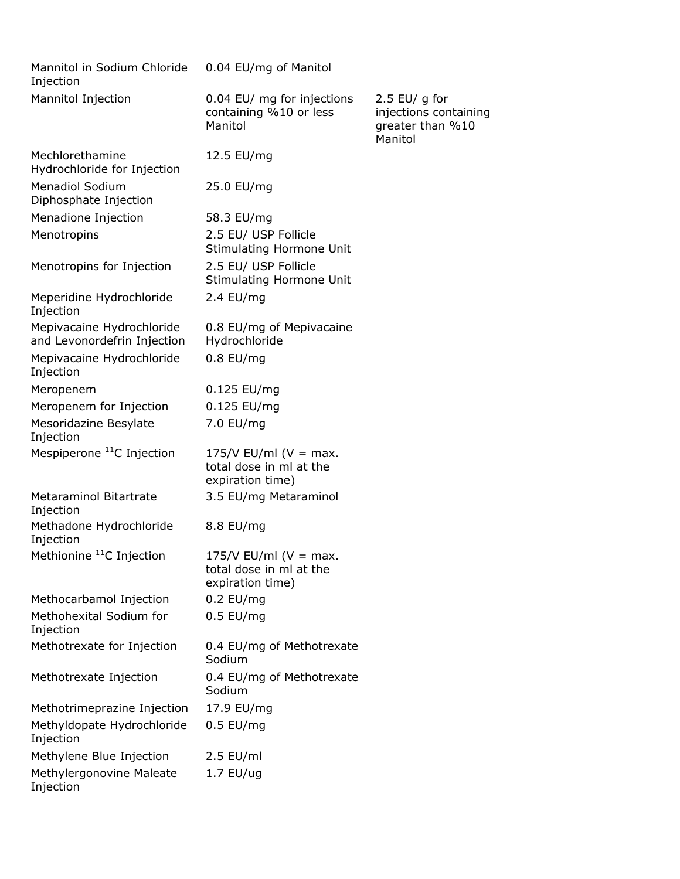| | | |
|---|---|---|
| Mannitol in Sodium Chloride Injection | 0.04 EU/mg of Manitol | |
| Mannitol Injection | 0.04 EU/ mg for injections containing %10 or less Manitol | 2.5 EU/ g for injections containing greater than %10 Manitol |
| Mechlorethamine Hydrochloride for Injection | 12.5 EU/mg | |
| Menadiol Sodium Diphosphate Injection | 25.0 EU/mg | |
| Menadione Injection | 58.3 EU/mg | |
| Menotropins | 2.5 EU/ USP Follicle Stimulating Hormone Unit | |
| Menotropins for Injection | 2.5 EU/ USP Follicle Stimulating Hormone Unit | |
| Meperidine Hydrochloride Injection | 2.4 EU/mg | |
| Mepivacaine Hydrochloride and Levonordefrin Injection | 0.8 EU/mg of Mepivacaine Hydrochloride | |
| Mepivacaine Hydrochloride Injection | 0.8 EU/mg | |
| Meropenem | 0.125 EU/mg | |
| Meropenem for Injection | 0.125 EU/mg | |
| Mesoridazine Besylate Injection | 7.0 EU/mg | |
| Mespiperone $^{11}C$ Injection | 175/V EU/ml (V = max. total dose in ml at the expiration time) | |
| Metaraminol Bitartrate Injection | 3.5 EU/mg Metaraminol | |
| Methadone Hydrochloride Injection | 8.8 EU/mg | |
| Methionine $^{11}C$ Injection | 175/V EU/ml (V = max. total dose in ml at the expiration time) | |
| Methocarbamol Injection | 0.2 EU/mg | |
| Methohexital Sodium for Injection | 0.5 EU/mg | |
| Methotrexate for Injection | 0.4 EU/mg of Methotrexate Sodium | |
| Methotrexate Injection | 0.4 EU/mg of Methotrexate Sodium | |
| Methotrimeprazine Injection | 17.9 EU/mg | |
| Methyldopate Hydrochloride Injection | 0.5 EU/mg | |
| Methylene Blue Injection | 2.5 EU/ml | |
| Methylergonovine Maleate Injection | 1.7 EU/ug | |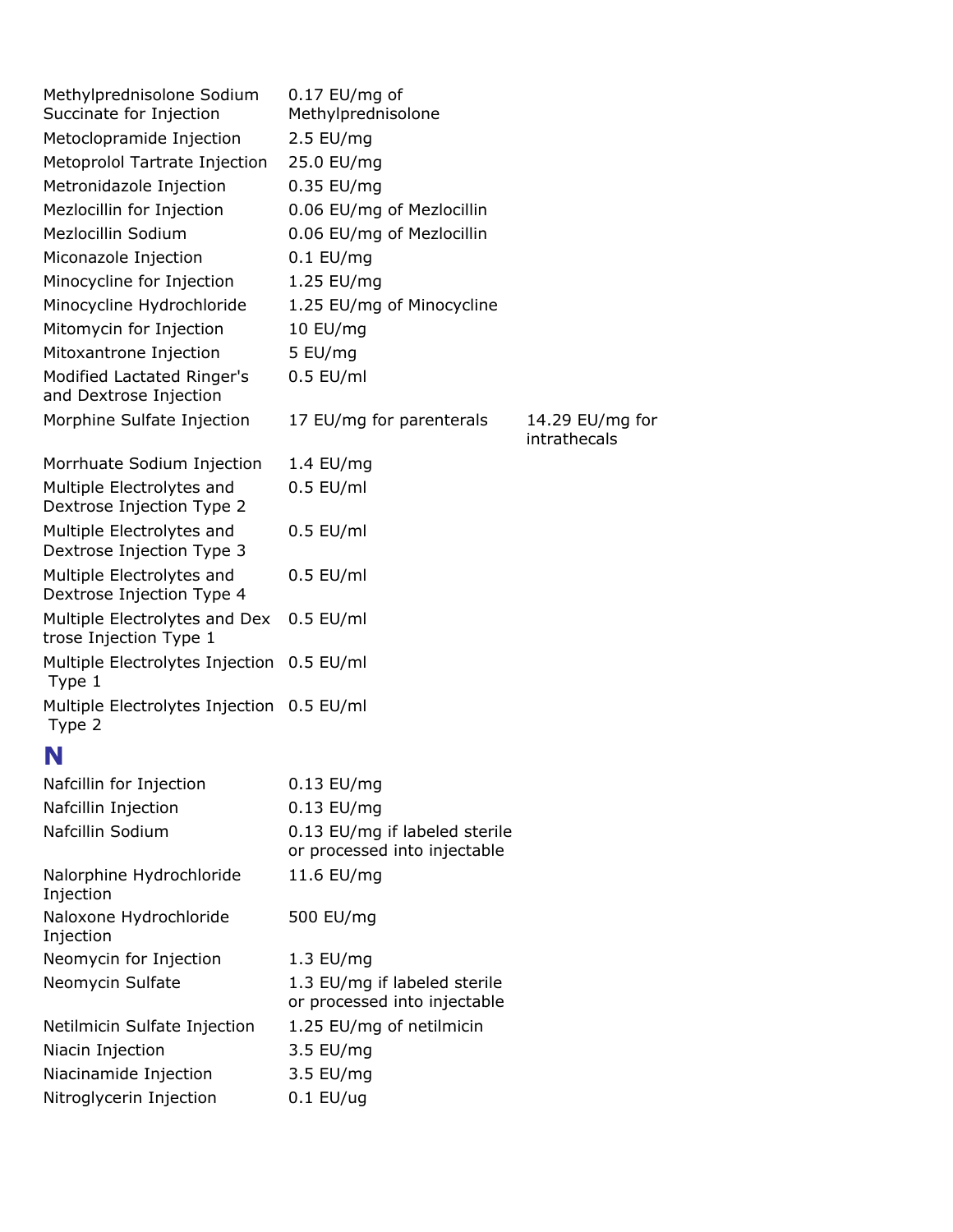| | | |
|---|---|---|
| Methylprednisolone Sodium Succinate for Injection | 0.17 EU/mg of Methylprednisolone | |
| Metoclopramide Injection | 2.5 EU/mg | |
| Metoprolol Tartrate Injection | 25.0 EU/mg | |
| Metronidazole Injection | 0.35 EU/mg | |
| Mezlocillin for Injection | 0.06 EU/mg of Mezlocillin | |
| Mezlocillin Sodium | 0.06 EU/mg of Mezlocillin | |
| Miconazole Injection | 0.1 EU/mg | |
| Minocycline for Injection | 1.25 EU/mg | |
| Minocycline Hydrochloride | 1.25 EU/mg of Minocycline | |
| Mitomycin for Injection | 10 EU/mg | |
| Mitoxantrone Injection | 5 EU/mg | |
| Modified Lactated Ringer's and Dextrose Injection | 0.5 EU/ml | |
| Morphine Sulfate Injection | 17 EU/mg for parenterals | 14.29 EU/mg for intrathecals |
| Morrhuate Sodium Injection | 1.4 EU/mg | |
| Multiple Electrolytes and Dextrose Injection Type 2 | 0.5 EU/ml | |
| Multiple Electrolytes and Dextrose Injection Type 3 | 0.5 EU/ml | |
| Multiple Electrolytes and Dextrose Injection Type 4 | 0.5 EU/ml | |
| Multiple Electrolytes and Dex trose Injection Type 1 | 0.5 EU/ml | |
| Multiple Electrolytes Injection Type 1 | 0.5 EU/ml | |
| Multiple Electrolytes Injection Type 2 | 0.5 EU/ml | |

## N

| | |
|---|---|
| Nafcillin for Injection | 0.13 EU/mg |
| Nafcillin Injection | 0.13 EU/mg |
| Nafcillin Sodium | 0.13 EU/mg if labeled sterile or processed into injectable |
| Nalorphine Hydrochloride Injection | 11.6 EU/mg |
| Naloxone Hydrochloride Injection | 500 EU/mg |
| Neomycin for Injection | 1.3 EU/mg |
| Neomycin Sulfate | 1.3 EU/mg if labeled sterile or processed into injectable |
| Netilmicin Sulfate Injection | 1.25 EU/mg of netilmicin |
| Niacin Injection | 3.5 EU/mg |
| Niacinamide Injection | 3.5 EU/mg |
| Nitroglycerin Injection | 0.1 EU/ug |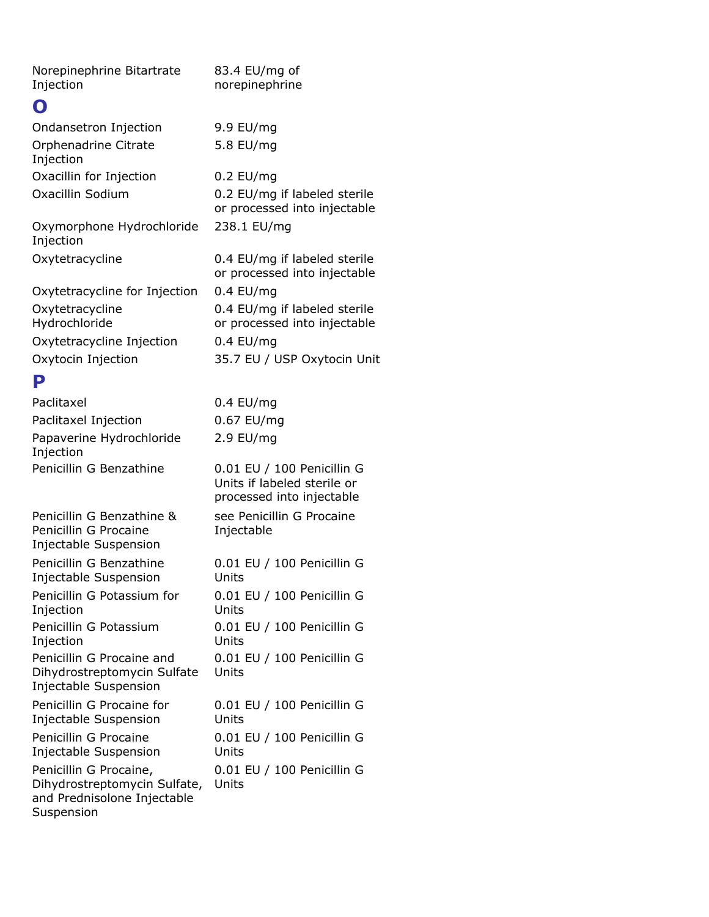| | |
|---|---|
| Norepinephrine Bitartrate Injection | 83.4 EU/mg of norepinephrine |

## O

| | |
|---|---|
| Ondansetron Injection | 9.9 EU/mg |
| Orphenadrine Citrate Injection | 5.8 EU/mg |
| Oxacillin for Injection | 0.2 EU/mg |
| Oxacillin Sodium | 0.2 EU/mg if labeled sterile or processed into injectable |
| Oxymorphone Hydrochloride Injection | 238.1 EU/mg |
| Oxytetracycline | 0.4 EU/mg if labeled sterile or processed into injectable |
| Oxytetracycline for Injection | 0.4 EU/mg |
| Oxytetracycline Hydrochloride | 0.4 EU/mg if labeled sterile or processed into injectable |
| Oxytetracycline Injection | 0.4 EU/mg |
| Oxytocin Injection | 35.7 EU / USP Oxytocin Unit |

## P

| | |
|---|---|
| Paclitaxel | 0.4 EU/mg |
| Paclitaxel Injection | 0.67 EU/mg |
| Papaverine Hydrochloride Injection | 2.9 EU/mg |
| Penicillin G Benzathine | 0.01 EU / 100 Penicillin G Units if labeled sterile or processed into injectable |
| Penicillin G Benzathine & Penicillin G Procaine Injectable Suspension | see Penicillin G Procaine Injectable |
| Penicillin G Benzathine Injectable Suspension | 0.01 EU / 100 Penicillin G Units |
| Penicillin G Potassium for Injection | 0.01 EU / 100 Penicillin G Units |
| Penicillin G Potassium Injection | 0.01 EU / 100 Penicillin G Units |
| Penicillin G Procaine and Dihydrostreptomycin Sulfate Injectable Suspension | 0.01 EU / 100 Penicillin G Units |
| Penicillin G Procaine for Injectable Suspension | 0.01 EU / 100 Penicillin G Units |
| Penicillin G Procaine Injectable Suspension | 0.01 EU / 100 Penicillin G Units |
| Penicillin G Procaine, Dihydrostreptomycin Sulfate, and Prednisolone Injectable Suspension | 0.01 EU / 100 Penicillin G Units |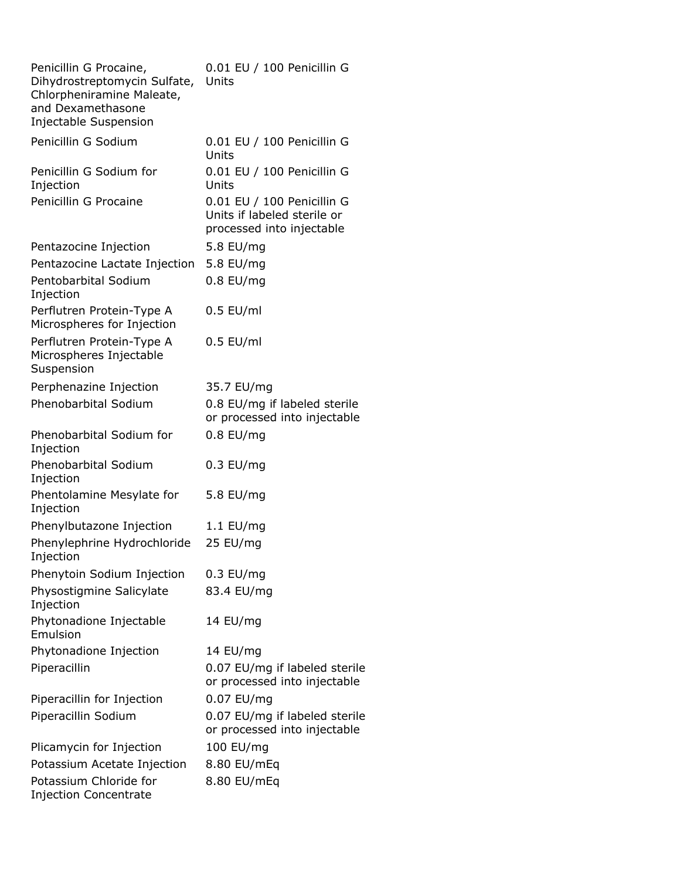| | |
|---|---|
| Penicillin G Procaine, Dihydrostreptomycin Sulfate, Chlorpheniramine Maleate, and Dexamethasone Injectable Suspension | 0.01 EU / 100 Penicillin G Units |
| Penicillin G Sodium | 0.01 EU / 100 Penicillin G Units |
| Penicillin G Sodium for Injection | 0.01 EU / 100 Penicillin G Units |
| Penicillin G Procaine | 0.01 EU / 100 Penicillin G Units if labeled sterile or processed into injectable |
| Pentazocine Injection | 5.8 EU/mg |
| Pentazocine Lactate Injection | 5.8 EU/mg |
| Pentobarbital Sodium Injection | 0.8 EU/mg |
| Perflutren Protein-Type A Microspheres for Injection | 0.5 EU/ml |
| Perflutren Protein-Type A Microspheres Injectable Suspension | 0.5 EU/ml |
| Perphenazine Injection | 35.7 EU/mg |
| Phenobarbital Sodium | 0.8 EU/mg if labeled sterile or processed into injectable |
| Phenobarbital Sodium for Injection | 0.8 EU/mg |
| Phenobarbital Sodium Injection | 0.3 EU/mg |
| Phentolamine Mesylate for Injection | 5.8 EU/mg |
| Phenylbutazone Injection | 1.1 EU/mg |
| Phenylephrine Hydrochloride Injection | 25 EU/mg |
| Phenytoin Sodium Injection | 0.3 EU/mg |
| Physostigmine Salicylate Injection | 83.4 EU/mg |
| Phytonadione Injectable Emulsion | 14 EU/mg |
| Phytonadione Injection | 14 EU/mg |
| Piperacillin | 0.07 EU/mg if labeled sterile or processed into injectable |
| Piperacillin for Injection | 0.07 EU/mg |
| Piperacillin Sodium | 0.07 EU/mg if labeled sterile or processed into injectable |
| Plicamycin for Injection | 100 EU/mg |
| Potassium Acetate Injection | 8.80 EU/mEq |
| Potassium Chloride for Injection Concentrate | 8.80 EU/mEq |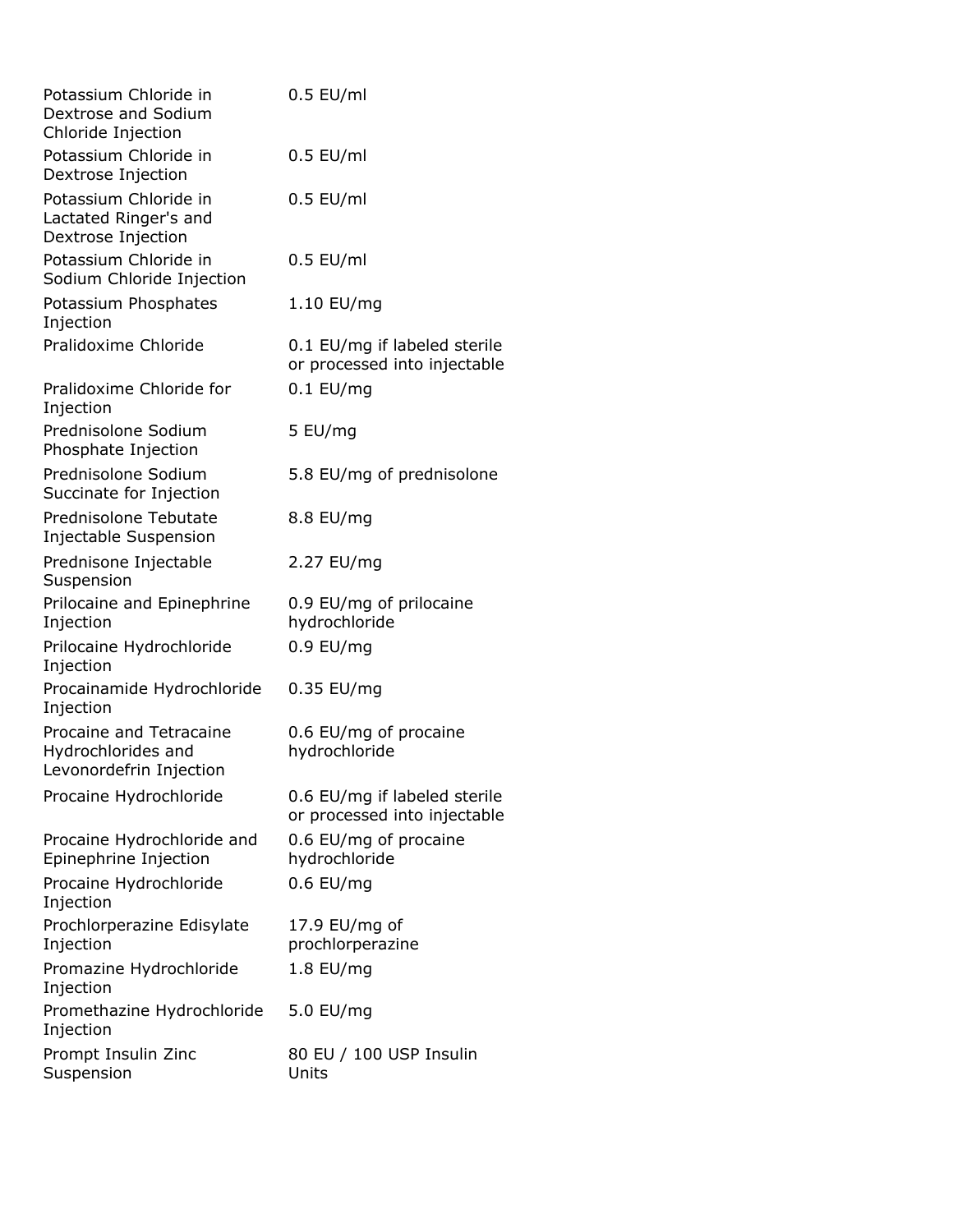| | |
|---|---|
| Potassium Chloride in Dextrose and Sodium Chloride Injection | 0.5 EU/ml |
| Potassium Chloride in Dextrose Injection | 0.5 EU/ml |
| Potassium Chloride in Lactated Ringer's and Dextrose Injection | 0.5 EU/ml |
| Potassium Chloride in Sodium Chloride Injection | 0.5 EU/ml |
| Potassium Phosphates Injection | 1.10 EU/mg |
| Pralidoxime Chloride | 0.1 EU/mg if labeled sterile or processed into injectable |
| Pralidoxime Chloride for Injection | 0.1 EU/mg |
| Prednisolone Sodium Phosphate Injection | 5 EU/mg |
| Prednisolone Sodium Succinate for Injection | 5.8 EU/mg of prednisolone |
| Prednisolone Tebutate Injectable Suspension | 8.8 EU/mg |
| Prednisone Injectable Suspension | 2.27 EU/mg |
| Prilocaine and Epinephrine Injection | 0.9 EU/mg of prilocaine hydrochloride |
| Prilocaine Hydrochloride Injection | 0.9 EU/mg |
| Procainamide Hydrochloride Injection | 0.35 EU/mg |
| Procaine and Tetracaine Hydrochlorides and Levonordefrin Injection | 0.6 EU/mg of procaine hydrochloride |
| Procaine Hydrochloride | 0.6 EU/mg if labeled sterile or processed into injectable |
| Procaine Hydrochloride and Epinephrine Injection | 0.6 EU/mg of procaine hydrochloride |
| Procaine Hydrochloride Injection | 0.6 EU/mg |
| Prochlorperazine Edisylate Injection | 17.9 EU/mg of prochlorperazine |
| Promazine Hydrochloride Injection | 1.8 EU/mg |
| Promethazine Hydrochloride Injection | 5.0 EU/mg |
| Prompt Insulin Zinc Suspension | 80 EU / 100 USP Insulin Units |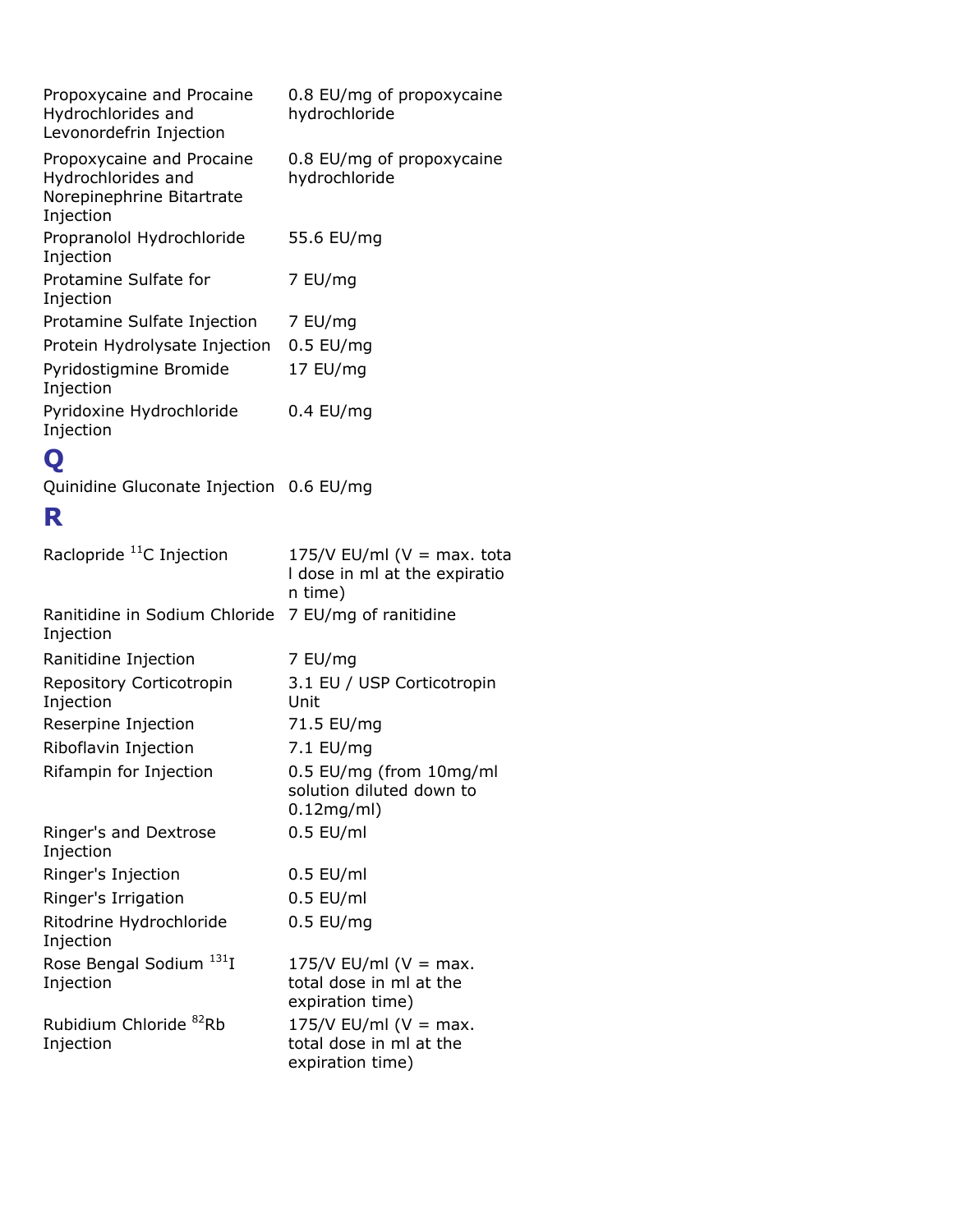| | |
|---|---|
| Propoxycaine and Procaine Hydrochlorides and Levonordefrin Injection | 0.8 EU/mg of propoxycaine hydrochloride |
| Propoxycaine and Procaine Hydrochlorides and Norepinephrine Bitartrate Injection | 0.8 EU/mg of propoxycaine hydrochloride |
| Propranolol Hydrochloride Injection | 55.6 EU/mg |
| Protamine Sulfate for Injection | 7 EU/mg |
| Protamine Sulfate Injection | 7 EU/mg |
| Protein Hydrolysate Injection | 0.5 EU/mg |
| Pyridostigmine Bromide Injection | 17 EU/mg |
| Pyridoxine Hydrochloride Injection | 0.4 EU/mg |

# Q

| | |
|---|---|
| Quinidine Gluconate Injection | 0.6 EU/mg |

# R

| | |
|---|---|
| Raclopride $^{11}C$ Injection | 175/V EU/ml (V = max. total dose in ml at the expiration time) |
| Ranitidine in Sodium Chloride Injection | 7 EU/mg of ranitidine |
| Ranitidine Injection | 7 EU/mg |
| Repository Corticotropin Injection | 3.1 EU / USP Corticotropin Unit |
| Reserpine Injection | 71.5 EU/mg |
| Riboflavin Injection | 7.1 EU/mg |
| Rifampin for Injection | 0.5 EU/mg (from 10mg/ml solution diluted down to 0.12mg/ml) |
| Ringer's and Dextrose Injection | 0.5 EU/ml |
| Ringer's Injection | 0.5 EU/ml |
| Ringer's Irrigation | 0.5 EU/ml |
| Ritodrine Hydrochloride Injection | 0.5 EU/mg |
| Rose Bengal Sodium $^{131}I$ Injection | 175/V EU/ml (V = max. total dose in ml at the expiration time) |
| Rubidium Chloride $^{82}Rb$ Injection | 175/V EU/ml (V = max. total dose in ml at the expiration time) |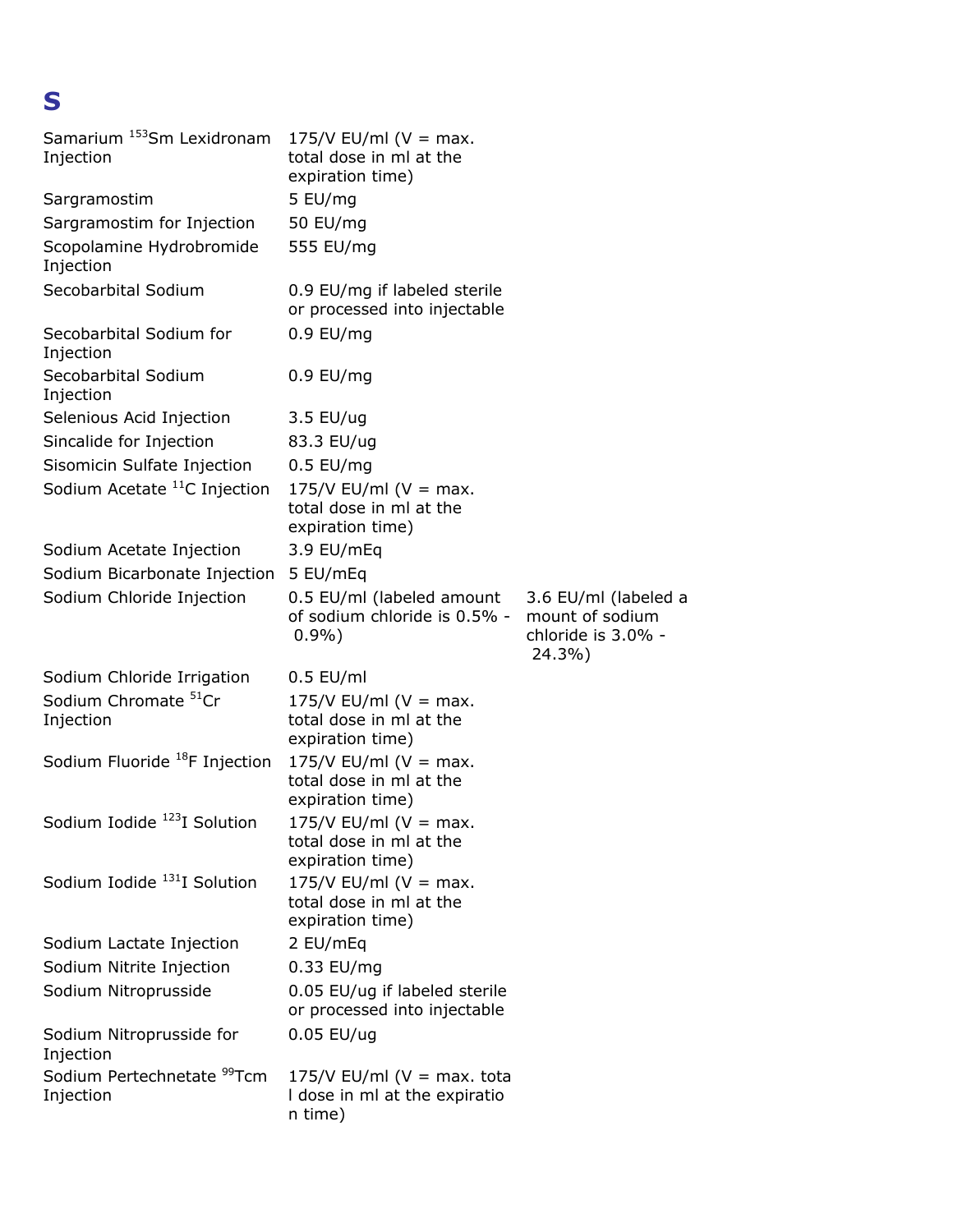# S

| | | |
|---|---|---|
| Samarium $^{153}$Sm Lexidronam Injection | 175/V EU/ml (V = max. total dose in ml at the expiration time) | |
| Sargramostim | 5 EU/mg | |
| Sargramostim for Injection | 50 EU/mg | |
| Scopolamine Hydrobromide Injection | 555 EU/mg | |
| Secobarbital Sodium | 0.9 EU/mg if labeled sterile or processed into injectable | |
| Secobarbital Sodium for Injection | 0.9 EU/mg | |
| Secobarbital Sodium Injection | 0.9 EU/mg | |
| Selenious Acid Injection | 3.5 EU/ug | |
| Sincalide for Injection | 83.3 EU/ug | |
| Sisomicin Sulfate Injection | 0.5 EU/mg | |
| Sodium Acetate $^{11}$C Injection | 175/V EU/ml (V = max. total dose in ml at the expiration time) | |
| Sodium Acetate Injection | 3.9 EU/mEq | |
| Sodium Bicarbonate Injection | 5 EU/mEq | |
| Sodium Chloride Injection | 0.5 EU/ml (labeled amount of sodium chloride is 0.5% - 0.9%) | 3.6 EU/ml (labeled amount of sodium chloride is 3.0% - 24.3%) |
| Sodium Chloride Irrigation | 0.5 EU/ml | |
| Sodium Chromate $^{51}$Cr Injection | 175/V EU/ml (V = max. total dose in ml at the expiration time) | |
| Sodium Fluoride $^{18}$F Injection | 175/V EU/ml (V = max. total dose in ml at the expiration time) | |
| Sodium Iodide $^{123}$I Solution | 175/V EU/ml (V = max. total dose in ml at the expiration time) | |
| Sodium Iodide $^{131}$I Solution | 175/V EU/ml (V = max. total dose in ml at the expiration time) | |
| Sodium Lactate Injection | 2 EU/mEq | |
| Sodium Nitrite Injection | 0.33 EU/mg | |
| Sodium Nitroprusside | 0.05 EU/ug if labeled sterile or processed into injectable | |
| Sodium Nitroprusside for Injection | 0.05 EU/ug | |
| Sodium Pertechnetate $^{99}$Tcm Injection | 175/V EU/ml (V = max. total dose in ml at the expiration time) | |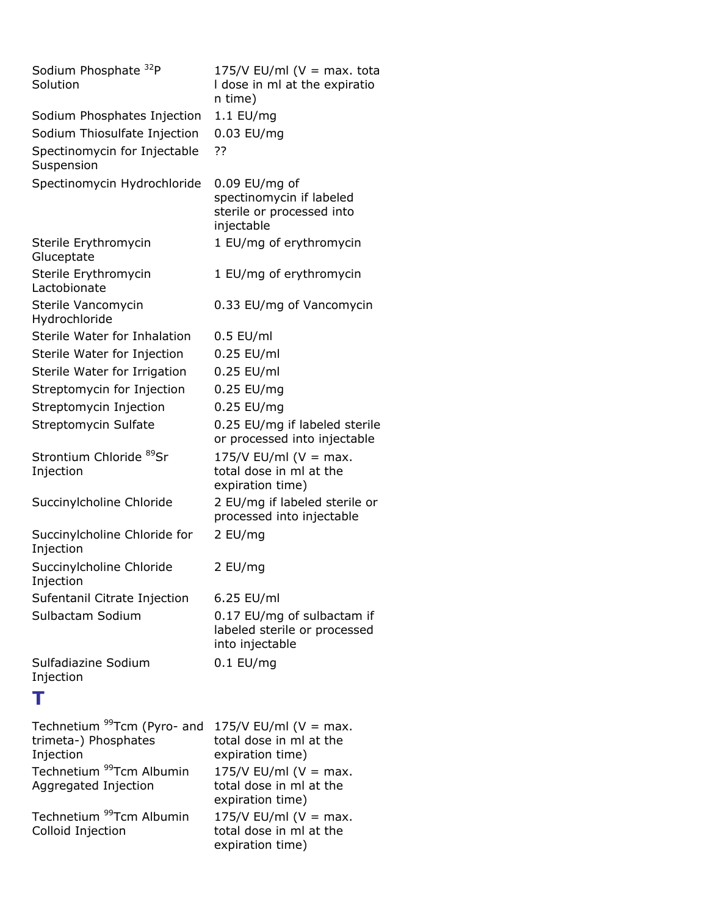| | |
|---|---|
| Sodium Phosphate $^{32}P$ Solution | 175/V EU/ml (V = max. total dose in ml at the expiration time) |
| Sodium Phosphates Injection | 1.1 EU/mg |
| Sodium Thiosulfate Injection | 0.03 EU/mg |
| Spectinomycin for Injectable Suspension | ?? |
| Spectinomycin Hydrochloride | 0.09 EU/mg of spectinomycin if labeled sterile or processed into injectable |
| Sterile Erythromycin Gluceptate | 1 EU/mg of erythromycin |
| Sterile Erythromycin Lactobionate | 1 EU/mg of erythromycin |
| Sterile Vancomycin Hydrochloride | 0.33 EU/mg of Vancomycin |
| Sterile Water for Inhalation | 0.5 EU/ml |
| Sterile Water for Injection | 0.25 EU/ml |
| Sterile Water for Irrigation | 0.25 EU/ml |
| Streptomycin for Injection | 0.25 EU/mg |
| Streptomycin Injection | 0.25 EU/mg |
| Streptomycin Sulfate | 0.25 EU/mg if labeled sterile or processed into injectable |
| Strontium Chloride $^{89}Sr$ Injection | 175/V EU/ml (V = max. total dose in ml at the expiration time) |
| Succinylcholine Chloride | 2 EU/mg if labeled sterile or processed into injectable |
| Succinylcholine Chloride for Injection | 2 EU/mg |
| Succinylcholine Chloride Injection | 2 EU/mg |
| Sufentanil Citrate Injection | 6.25 EU/ml |
| Sulbactam Sodium | 0.17 EU/mg of sulbactam if labeled sterile or processed into injectable |
| Sulfadiazine Sodium Injection | 0.1 EU/mg |

## T

| | |
|---|---|
| Technetium $^{99}Tcm$ (Pyro- and trimeta-) Phosphates Injection | 175/V EU/ml (V = max. total dose in ml at the expiration time) |
| Technetium $^{99}Tcm$ Albumin Aggregated Injection | 175/V EU/ml (V = max. total dose in ml at the expiration time) |
| Technetium $^{99}Tcm$ Albumin Colloid Injection | 175/V EU/ml (V = max. total dose in ml at the expiration time) |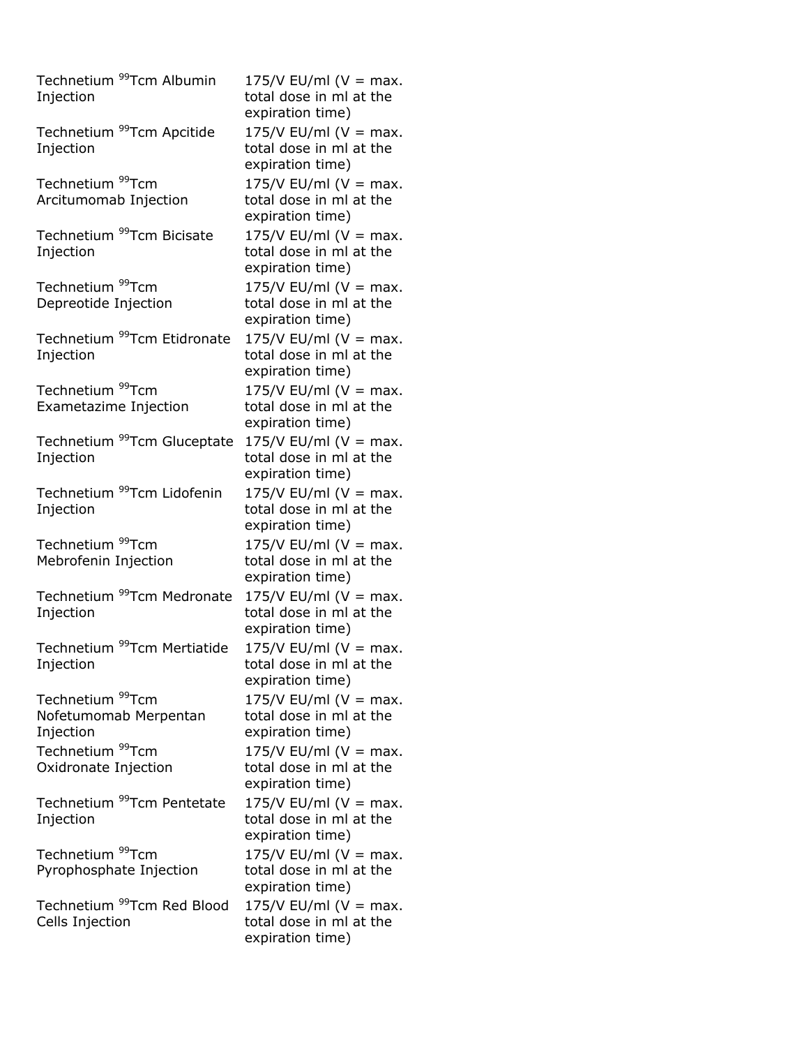| | |
|---|---|
| Technetium $^{99}$Tcm Albumin Injection | 175/V EU/ml (V = max. total dose in ml at the expiration time) |
| Technetium $^{99}$Tcm Apcitide Injection | 175/V EU/ml (V = max. total dose in ml at the expiration time) |
| Technetium $^{99}$Tcm Arcitumomab Injection | 175/V EU/ml (V = max. total dose in ml at the expiration time) |
| Technetium $^{99}$Tcm Bicisate Injection | 175/V EU/ml (V = max. total dose in ml at the expiration time) |
| Technetium $^{99}$Tcm Depreotide Injection | 175/V EU/ml (V = max. total dose in ml at the expiration time) |
| Technetium $^{99}$Tcm Etidronate Injection | 175/V EU/ml (V = max. total dose in ml at the expiration time) |
| Technetium $^{99}$Tcm Exametazime Injection | 175/V EU/ml (V = max. total dose in ml at the expiration time) |
| Technetium $^{99}$Tcm Gluceptate Injection | 175/V EU/ml (V = max. total dose in ml at the expiration time) |
| Technetium $^{99}$Tcm Lidofenin Injection | 175/V EU/ml (V = max. total dose in ml at the expiration time) |
| Technetium $^{99}$Tcm Mebrofenin Injection | 175/V EU/ml (V = max. total dose in ml at the expiration time) |
| Technetium $^{99}$Tcm Medronate Injection | 175/V EU/ml (V = max. total dose in ml at the expiration time) |
| Technetium $^{99}$Tcm Mertiatide Injection | 175/V EU/ml (V = max. total dose in ml at the expiration time) |
| Technetium $^{99}$Tcm Nofetumomab Merpentan Injection | 175/V EU/ml (V = max. total dose in ml at the expiration time) |
| Technetium $^{99}$Tcm Oxidronate Injection | 175/V EU/ml (V = max. total dose in ml at the expiration time) |
| Technetium $^{99}$Tcm Pentetate Injection | 175/V EU/ml (V = max. total dose in ml at the expiration time) |
| Technetium $^{99}$Tcm Pyrophosphate Injection | 175/V EU/ml (V = max. total dose in ml at the expiration time) |
| Technetium $^{99}$Tcm Red Blood Cells Injection | 175/V EU/ml (V = max. total dose in ml at the expiration time) |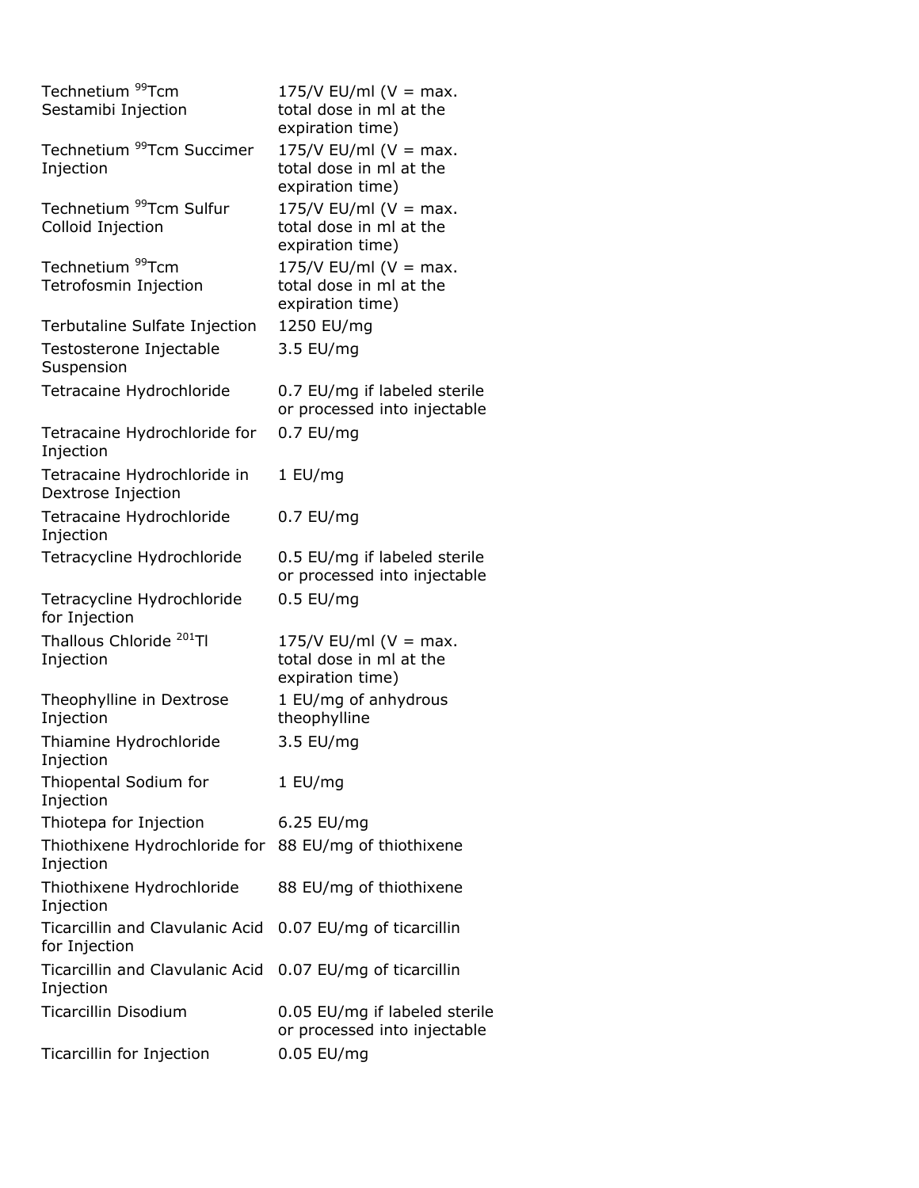| | |
|---|---|
| Technetium $^{99}$Tcm Sestamibi Injection | 175/V EU/ml (V = max. total dose in ml at the expiration time) |
| Technetium $^{99}$Tcm Succimer Injection | 175/V EU/ml (V = max. total dose in ml at the expiration time) |
| Technetium $^{99}$Tcm Sulfur Colloid Injection | 175/V EU/ml (V = max. total dose in ml at the expiration time) |
| Technetium $^{99}$Tcm Tetrofosmin Injection | 175/V EU/ml (V = max. total dose in ml at the expiration time) |
| Terbutaline Sulfate Injection | 1250 EU/mg |
| Testosterone Injectable Suspension | 3.5 EU/mg |
| Tetracaine Hydrochloride | 0.7 EU/mg if labeled sterile or processed into injectable |
| Tetracaine Hydrochloride for Injection | 0.7 EU/mg |
| Tetracaine Hydrochloride in Dextrose Injection | 1 EU/mg |
| Tetracaine Hydrochloride Injection | 0.7 EU/mg |
| Tetracycline Hydrochloride | 0.5 EU/mg if labeled sterile or processed into injectable |
| Tetracycline Hydrochloride for Injection | 0.5 EU/mg |
| Thallous Chloride $^{201}$Tl Injection | 175/V EU/ml (V = max. total dose in ml at the expiration time) |
| Theophylline in Dextrose Injection | 1 EU/mg of anhydrous theophylline |
| Thiamine Hydrochloride Injection | 3.5 EU/mg |
| Thiopental Sodium for Injection | 1 EU/mg |
| Thiotepa for Injection | 6.25 EU/mg |
| Thiothixene Hydrochloride for Injection | 88 EU/mg of thiothixene |
| Thiothixene Hydrochloride Injection | 88 EU/mg of thiothixene |
| Ticarcillin and Clavulanic Acid for Injection | 0.07 EU/mg of ticarcillin |
| Ticarcillin and Clavulanic Acid Injection | 0.07 EU/mg of ticarcillin |
| Ticarcillin Disodium | 0.05 EU/mg if labeled sterile or processed into injectable |
| Ticarcillin for Injection | 0.05 EU/mg |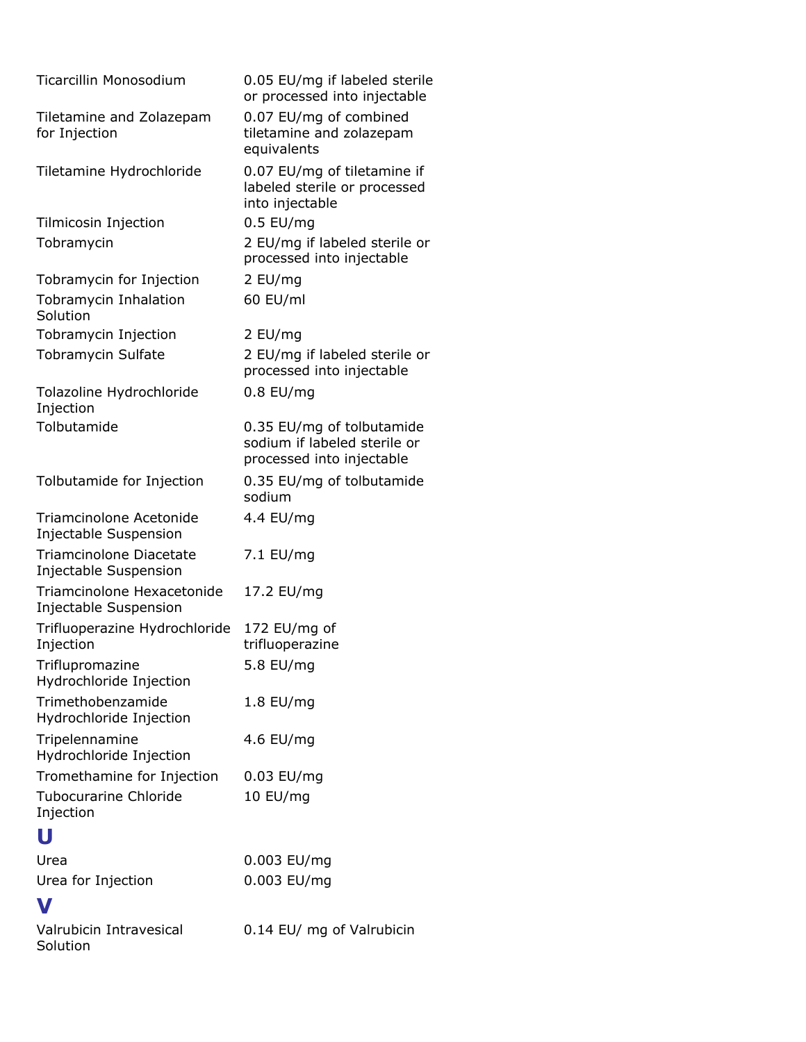| | |
|---|---|
| Ticarcillin Monosodium | 0.05 EU/mg if labeled sterile or processed into injectable |
| Tiletamine and Zolazepam for Injection | 0.07 EU/mg of combined tiletamine and zolazepam equivalents |
| Tiletamine Hydrochloride | 0.07 EU/mg of tiletamine if labeled sterile or processed into injectable |
| Tilmicosin Injection | 0.5 EU/mg |
| Tobramycin | 2 EU/mg if labeled sterile or processed into injectable |
| Tobramycin for Injection | 2 EU/mg |
| Tobramycin Inhalation Solution | 60 EU/ml |
| Tobramycin Injection | 2 EU/mg |
| Tobramycin Sulfate | 2 EU/mg if labeled sterile or processed into injectable |
| Tolazoline Hydrochloride Injection | 0.8 EU/mg |
| Tolbutamide | 0.35 EU/mg of tolbutamide sodium if labeled sterile or processed into injectable |
| Tolbutamide for Injection | 0.35 EU/mg of tolbutamide sodium |
| Triamcinolone Acetonide Injectable Suspension | 4.4 EU/mg |
| Triamcinolone Diacetate Injectable Suspension | 7.1 EU/mg |
| Triamcinolone Hexacetonide Injectable Suspension | 17.2 EU/mg |
| Trifluoperazine Hydrochloride Injection | 172 EU/mg of trifluoperazine |
| Triflupromazine Hydrochloride Injection | 5.8 EU/mg |
| Trimethobenzamide Hydrochloride Injection | 1.8 EU/mg |
| Tripelennamine Hydrochloride Injection | 4.6 EU/mg |
| Tromethamine for Injection | 0.03 EU/mg |
| Tubocurarine Chloride Injection | 10 EU/mg |

## U

| | |
|---|---|
| Urea | 0.003 EU/mg |
| Urea for Injection | 0.003 EU/mg |

## V

| | |
|---|---|
| Valrubicin Intravesical Solution | 0.14 EU/ mg of Valrubicin |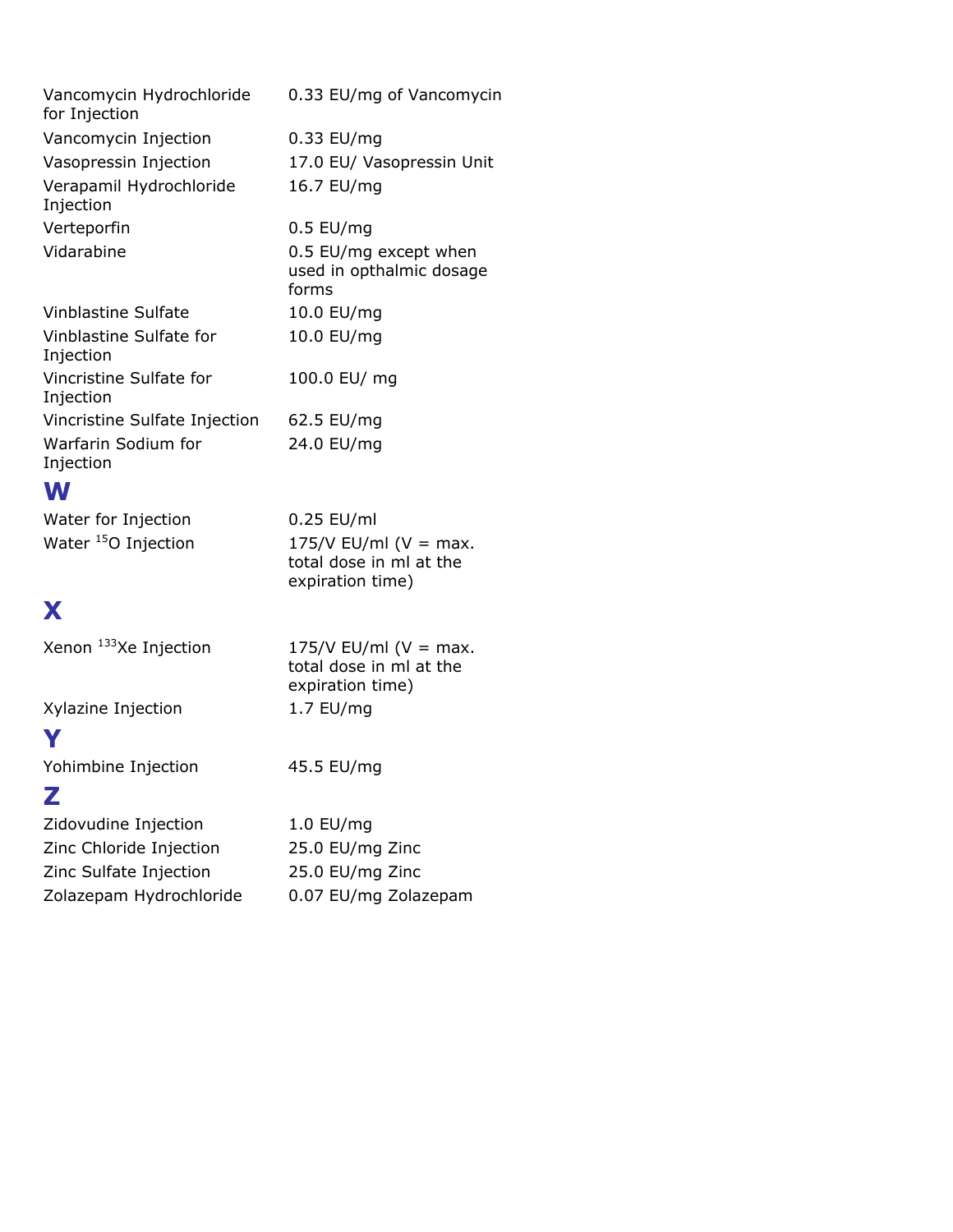| | |
|---|---|
| Vancomycin Hydrochloride for Injection | 0.33 EU/mg of Vancomycin |
| Vancomycin Injection | 0.33 EU/mg |
| Vasopressin Injection | 17.0 EU/ Vasopressin Unit |
| Verapamil Hydrochloride Injection | 16.7 EU/mg |
| Verteporfin | 0.5 EU/mg |
| Vidarabine | 0.5 EU/mg except when used in opthalmic dosage forms |
| Vinblastine Sulfate | 10.0 EU/mg |
| Vinblastine Sulfate for Injection | 10.0 EU/mg |
| Vincristine Sulfate for Injection | 100.0 EU/ mg |
| Vincristine Sulfate Injection | 62.5 EU/mg |
| Warfarin Sodium for Injection | 24.0 EU/mg |

## W

| | |
|---|---|
| Water for Injection | 0.25 EU/ml |
| Water $^{15}O$ Injection | 175/V EU/ml (V = max. total dose in ml at the expiration time) |

## X

| | |
|---|---|
| Xenon $^{133}Xe$ Injection | 175/V EU/ml (V = max. total dose in ml at the expiration time) |
| Xylazine Injection | 1.7 EU/mg |

## Y

| | |
|---|---|
| Yohimbine Injection | 45.5 EU/mg |

## Z

| | |
|---|---|
| Zidovudine Injection | 1.0 EU/mg |
| Zinc Chloride Injection | 25.0 EU/mg Zinc |
| Zinc Sulfate Injection | 25.0 EU/mg Zinc |
| Zolazepam Hydrochloride | 0.07 EU/mg Zolazepam |